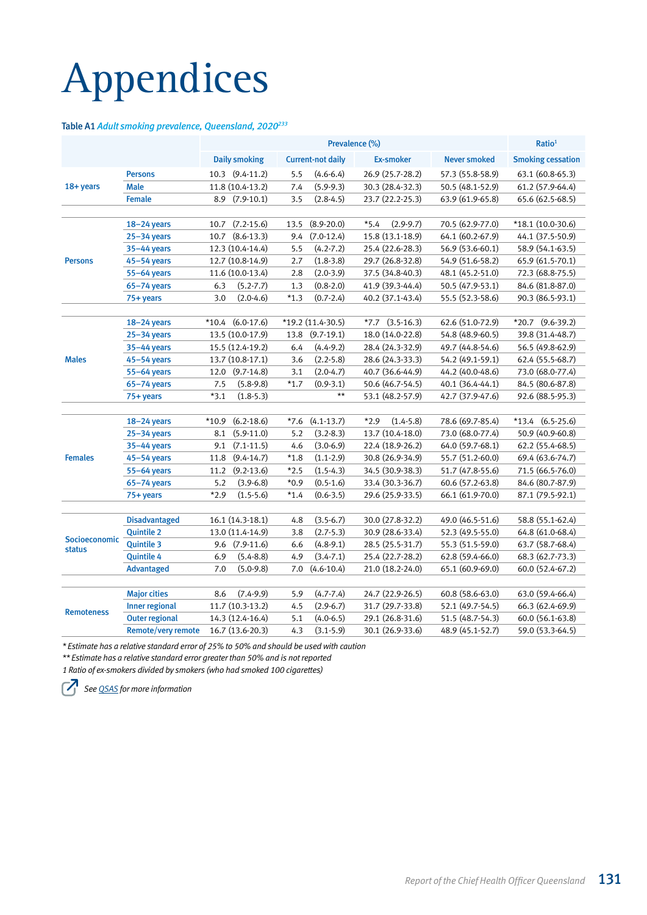# Appendices

**Table A1** *Adult smoking prevalence, Queensland, 2020*[233]

| | | Prevalence (%) | | | | Ratio[1] |
|---|---|---|---|---|---|---|
| | | Daily smoking | Current-not daily | Ex-smoker | Never smoked | Smoking cessation |
| 18+ years | Persons | 10.3 (9.4-11.2) | 5.5 (4.6-6.4) | 26.9 (25.7-28.2) | 57.3 (55.8-58.9) | 63.1 (60.8-65.3) |
| | Male | 11.8 (10.4-13.2) | 7.4 (5.9-9.3) | 30.3 (28.4-32.3) | 50.5 (48.1-52.9) | 61.2 (57.9-64.4) |
| | Female | 8.9 (7.9-10.1) | 3.5 (2.8-4.5) | 23.7 (22.2-25.3) | 63.9 (61.9-65.8) | 65.6 (62.5-68.5) |
| Persons | 18–24 years | 10.7 (7.2-15.6) | 13.5 (8.9-20.0) | *5.4 (2.9-9.7) | 70.5 (62.9-77.0) | *18.1 (10.0-30.6) |
| | 25–34 years | 10.7 (8.6-13.3) | 9.4 (7.0-12.4) | 15.8 (13.1-18.9) | 64.1 (60.2-67.9) | 44.1 (37.5-50.9) |
| | 35–44 years | 12.3 (10.4-14.4) | 5.5 (4.2-7.2) | 25.4 (22.6-28.3) | 56.9 (53.6-60.1) | 58.9 (54.1-63.5) |
| | 45–54 years | 12.7 (10.8-14.9) | 2.7 (1.8-3.8) | 29.7 (26.8-32.8) | 54.9 (51.6-58.2) | 65.9 (61.5-70.1) |
| | 55–64 years | 11.6 (10.0-13.4) | 2.8 (2.0-3.9) | 37.5 (34.8-40.3) | 48.1 (45.2-51.0) | 72.3 (68.8-75.5) |
| | 65–74 years | 6.3 (5.2-7.7) | 1.3 (0.8-2.0) | 41.9 (39.3-44.4) | 50.5 (47.9-53.1) | 84.6 (81.8-87.0) |
| | 75+ years | 3.0 (2.0-4.6) | *1.3 (0.7-2.4) | 40.2 (37.1-43.4) | 55.5 (52.3-58.6) | 90.3 (86.5-93.1) |
| Males | 18–24 years | *10.4 (6.0-17.6) | *19.2 (11.4-30.5) | *7.7 (3.5-16.3) | 62.6 (51.0-72.9) | *20.7 (9.6-39.2) |
| | 25–34 years | 13.5 (10.0-17.9) | 13.8 (9.7-19.1) | 18.0 (14.0-22.8) | 54.8 (48.9-60.5) | 39.8 (31.4-48.7) |
| | 35–44 years | 15.5 (12.4-19.2) | 6.4 (4.4-9.2) | 28.4 (24.3-32.9) | 49.7 (44.8-54.6) | 56.5 (49.8-62.9) |
| | 45–54 years | 13.7 (10.8-17.1) | 3.6 (2.2-5.8) | 28.6 (24.3-33.3) | 54.2 (49.1-59.1) | 62.4 (55.5-68.7) |
| | 55–64 years | 12.0 (9.7-14.8) | 3.1 (2.0-4.7) | 40.7 (36.6-44.9) | 44.2 (40.0-48.6) | 73.0 (68.0-77.4) |
| | 65–74 years | 7.5 (5.8-9.8) | *1.7 (0.9-3.1) | 50.6 (46.7-54.5) | 40.1 (36.4-44.1) | 84.5 (80.6-87.8) |
| | 75+ years | *3.1 (1.8-5.3) | ** | 53.1 (48.2-57.9) | 42.7 (37.9-47.6) | 92.6 (88.5-95.3) |
| Females | 18–24 years | *10.9 (6.2-18.6) | *7.6 (4.1-13.7) | *2.9 (1.4-5.8) | 78.6 (69.7-85.4) | *13.4 (6.5-25.6) |
| | 25–34 years | 8.1 (5.9-11.0) | 5.2 (3.2-8.3) | 13.7 (10.4-18.0) | 73.0 (68.0-77.4) | 50.9 (40.9-60.8) |
| | 35–44 years | 9.1 (7.1-11.5) | 4.6 (3.0-6.9) | 22.4 (18.9-26.2) | 64.0 (59.7-68.1) | 62.2 (55.4-68.5) |
| | 45–54 years | 11.8 (9.4-14.7) | *1.8 (1.1-2.9) | 30.8 (26.9-34.9) | 55.7 (51.2-60.0) | 69.4 (63.6-74.7) |
| | 55–64 years | 11.2 (9.2-13.6) | *2.5 (1.5-4.3) | 34.5 (30.9-38.3) | 51.7 (47.8-55.6) | 71.5 (66.5-76.0) |
| | 65–74 years | 5.2 (3.9-6.8) | *0.9 (0.5-1.6) | 33.4 (30.3-36.7) | 60.6 (57.2-63.8) | 84.6 (80.7-87.9) |
| | 75+ years | *2.9 (1.5-5.6) | *1.4 (0.6-3.5) | 29.6 (25.9-33.5) | 66.1 (61.9-70.0) | 87.1 (79.5-92.1) |
| Socioeconomic status | Disadvantaged | 16.1 (14.3-18.1) | 4.8 (3.5-6.7) | 30.0 (27.8-32.2) | 49.0 (46.5-51.6) | 58.8 (55.1-62.4) |
| | Quintile 2 | 13.0 (11.4-14.9) | 3.8 (2.7-5.3) | 30.9 (28.6-33.4) | 52.3 (49.5-55.0) | 64.8 (61.0-68.4) |
| | Quintile 3 | 9.6 (7.9-11.6) | 6.6 (4.8-9.1) | 28.5 (25.5-31.7) | 55.3 (51.5-59.0) | 63.7 (58.7-68.4) |
| | Quintile 4 | 6.9 (5.4-8.8) | 4.9 (3.4-7.1) | 25.4 (22.7-28.2) | 62.8 (59.4-66.0) | 68.3 (62.7-73.3) |
| | Advantaged | 7.0 (5.0-9.8) | 7.0 (4.6-10.4) | 21.0 (18.2-24.0) | 65.1 (60.9-69.0) | 60.0 (52.4-67.2) |
| Remoteness | Major cities | 8.6 (7.4-9.9) | 5.9 (4.7-7.4) | 24.7 (22.9-26.5) | 60.8 (58.6-63.0) | 63.0 (59.4-66.4) |
| | Inner regional | 11.7 (10.3-13.2) | 4.5 (2.9-6.7) | 31.7 (29.7-33.8) | 52.1 (49.7-54.5) | 66.3 (62.4-69.9) |
| | Outer regional | 14.3 (12.4-16.4) | 5.1 (4.0-6.5) | 29.1 (26.8-31.6) | 51.5 (48.7-54.3) | 60.0 (56.1-63.8) |
| | Remote/very remote | 16.7 (13.6-20.3) | 4.3 (3.1-5.9) | 30.1 (26.9-33.6) | 48.9 (45.1-52.7) | 59.0 (53.3-64.5) |

*\* Estimate has a relative standard error of 25% to 50% and should be used with caution*

*\*\* Estimate has a relative standard error greater than 50% and is not reported*

*1 Ratio of ex-smokers divided by smokers (who had smoked 100 cigarettes)*

*See QSAS for more information*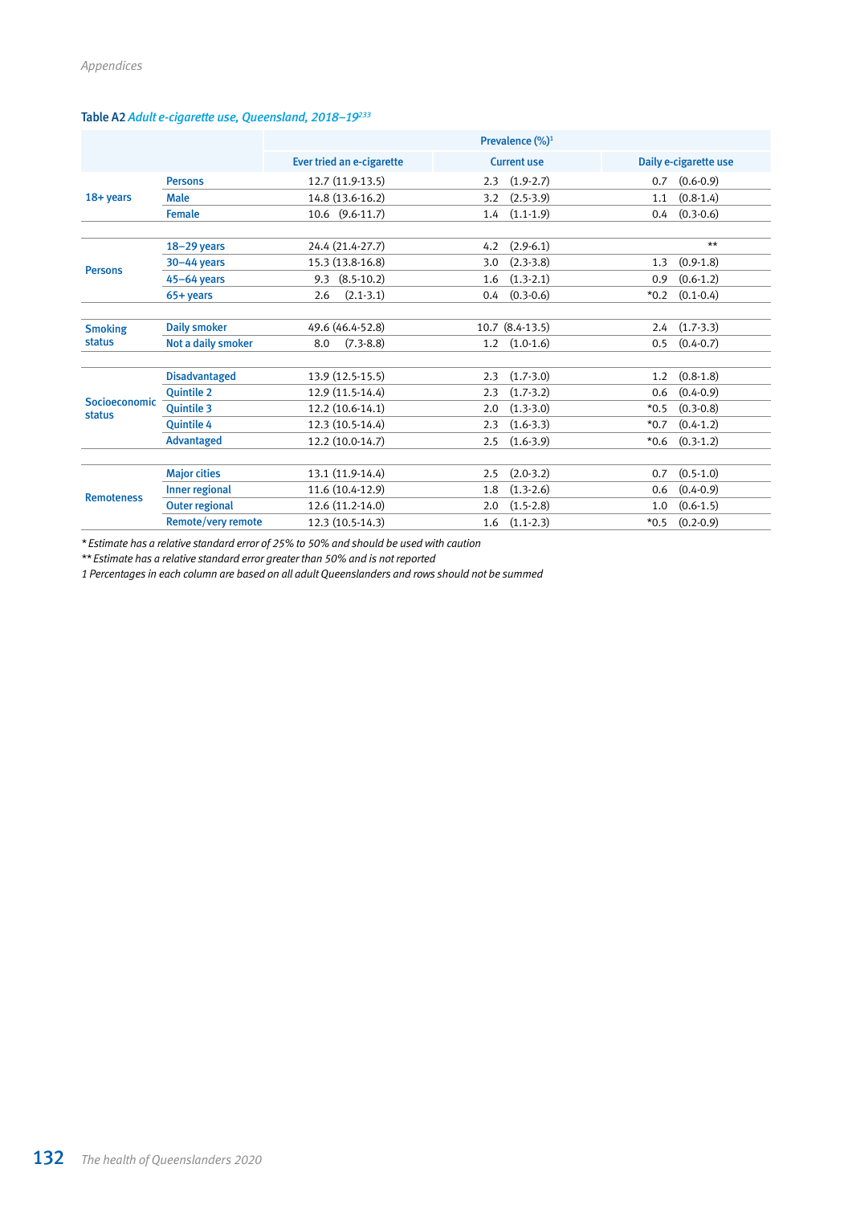**Table A2** *Adult e-cigarette use, Queensland, 2018–19*[233]

| | | Prevalence (%)[1] | | |
|---|---|---|---|---|
| | | Ever tried an e-cigarette | Current use | Daily e-cigarette use |
| 18+ years | Persons | 12.7 (11.9-13.5) | 2.3 (1.9-2.7) | 0.7 (0.6-0.9) |
| | Male | 14.8 (13.6-16.2) | 3.2 (2.5-3.9) | 1.1 (0.8-1.4) |
| | Female | 10.6 (9.6-11.7) | 1.4 (1.1-1.9) | 0.4 (0.3-0.6) |
| Persons | 18–29 years | 24.4 (21.4-27.7) | 4.2 (2.9-6.1) | ** |
| | 30–44 years | 15.3 (13.8-16.8) | 3.0 (2.3-3.8) | 1.3 (0.9-1.8) |
| | 45–64 years | 9.3 (8.5-10.2) | 1.6 (1.3-2.1) | 0.9 (0.6-1.2) |
| | 65+ years | 2.6 (2.1-3.1) | 0.4 (0.3-0.6) | *0.2 (0.1-0.4) |
| Smoking status | Daily smoker | 49.6 (46.4-52.8) | 10.7 (8.4-13.5) | 2.4 (1.7-3.3) |
| | Not a daily smoker | 8.0 (7.3-8.8) | 1.2 (1.0-1.6) | 0.5 (0.4-0.7) |
| Socioeconomic status | Disadvantaged | 13.9 (12.5-15.5) | 2.3 (1.7-3.0) | 1.2 (0.8-1.8) |
| | Quintile 2 | 12.9 (11.5-14.4) | 2.3 (1.7-3.2) | 0.6 (0.4-0.9) |
| | Quintile 3 | 12.2 (10.6-14.1) | 2.0 (1.3-3.0) | *0.5 (0.3-0.8) |
| | Quintile 4 | 12.3 (10.5-14.4) | 2.3 (1.6-3.3) | *0.7 (0.4-1.2) |
| | Advantaged | 12.2 (10.0-14.7) | 2.5 (1.6-3.9) | *0.6 (0.3-1.2) |
| Remoteness | Major cities | 13.1 (11.9-14.4) | 2.5 (2.0-3.2) | 0.7 (0.5-1.0) |
| | Inner regional | 11.6 (10.4-12.9) | 1.8 (1.3-2.6) | 0.6 (0.4-0.9) |
| | Outer regional | 12.6 (11.2-14.0) | 2.0 (1.5-2.8) | 1.0 (0.6-1.5) |
| | Remote/very remote | 12.3 (10.5-14.3) | 1.6 (1.1-2.3) | *0.5 (0.2-0.9) |

*\* Estimate has a relative standard error of 25% to 50% and should be used with caution*

*\*\* Estimate has a relative standard error greater than 50% and is not reported*

*1 Percentages in each column are based on all adult Queenslanders and rows should not be summed*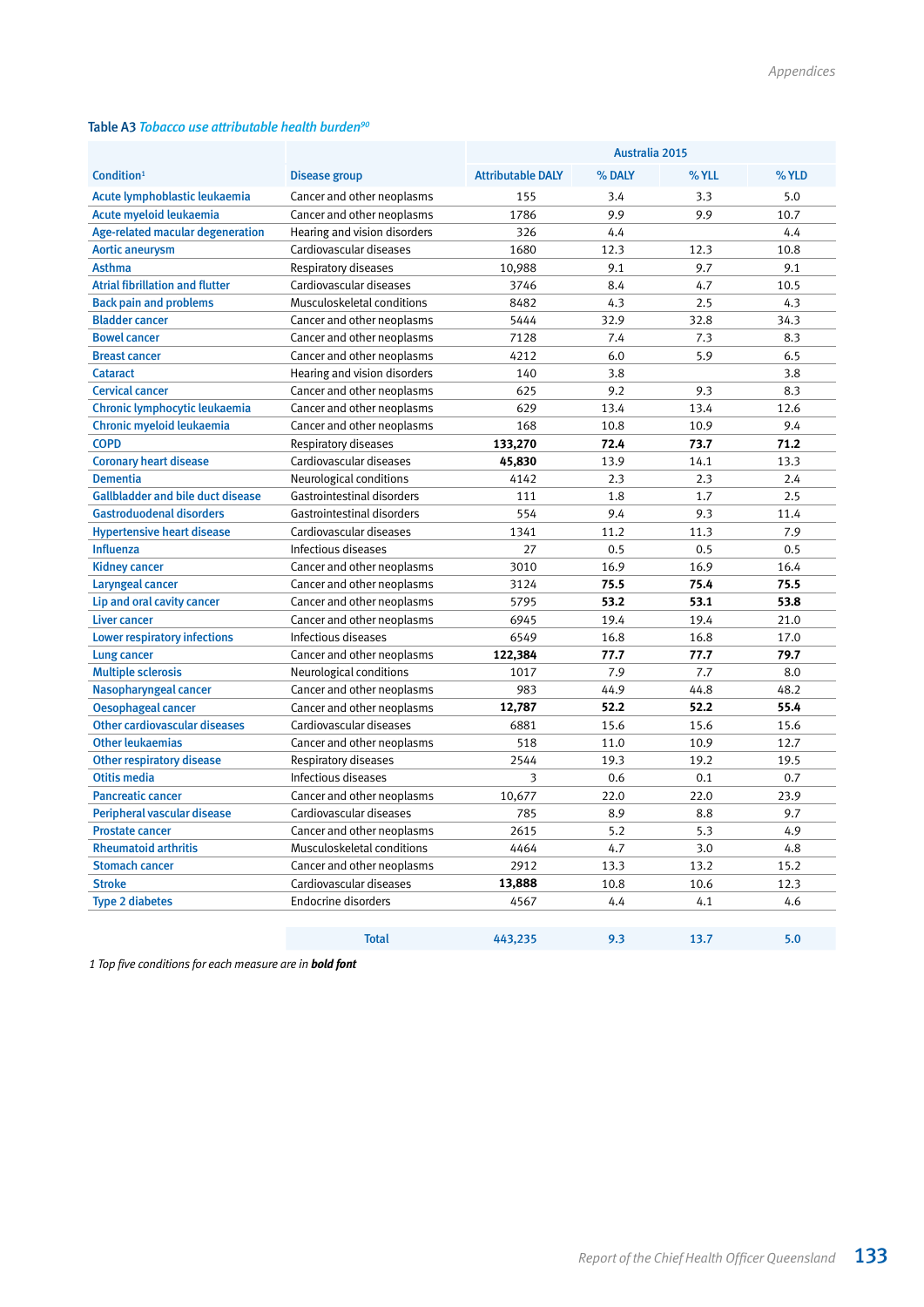Table A3 *Tobacco use attributable health burden*[90]

| Condition[1] | Disease group | Australia 2015 | | | |
|---|---|---|---|---|---|
| | | Attributable DALY | % DALY | % YLL | % YLD |
| Acute lymphoblastic leukaemia | Cancer and other neoplasms | 155 | 3.4 | 3.3 | 5.0 |
| Acute myeloid leukaemia | Cancer and other neoplasms | 1786 | 9.9 | 9.9 | 10.7 |
| Age-related macular degeneration | Hearing and vision disorders | 326 | 4.4 | | 4.4 |
| Aortic aneurysm | Cardiovascular diseases | 1680 | 12.3 | 12.3 | 10.8 |
| Asthma | Respiratory diseases | 10,988 | 9.1 | 9.7 | 9.1 |
| Atrial fibrillation and flutter | Cardiovascular diseases | 3746 | 8.4 | 4.7 | 10.5 |
| Back pain and problems | Musculoskeletal conditions | 8482 | 4.3 | 2.5 | 4.3 |
| Bladder cancer | Cancer and other neoplasms | 5444 | 32.9 | 32.8 | 34.3 |
| Bowel cancer | Cancer and other neoplasms | 7128 | 7.4 | 7.3 | 8.3 |
| Breast cancer | Cancer and other neoplasms | 4212 | 6.0 | 5.9 | 6.5 |
| Cataract | Hearing and vision disorders | 140 | 3.8 | | 3.8 |
| Cervical cancer | Cancer and other neoplasms | 625 | 9.2 | 9.3 | 8.3 |
| Chronic lymphocytic leukaemia | Cancer and other neoplasms | 629 | 13.4 | 13.4 | 12.6 |
| Chronic myeloid leukaemia | Cancer and other neoplasms | 168 | 10.8 | 10.9 | 9.4 |
| COPD | Respiratory diseases | **133,270** | **72.4** | **73.7** | **71.2** |
| Coronary heart disease | Cardiovascular diseases | **45,830** | 13.9 | 14.1 | 13.3 |
| Dementia | Neurological conditions | 4142 | 2.3 | 2.3 | 2.4 |
| Gallbladder and bile duct disease | Gastrointestinal disorders | 111 | 1.8 | 1.7 | 2.5 |
| Gastroduodenal disorders | Gastrointestinal disorders | 554 | 9.4 | 9.3 | 11.4 |
| Hypertensive heart disease | Cardiovascular diseases | 1341 | 11.2 | 11.3 | 7.9 |
| Influenza | Infectious diseases | 27 | 0.5 | 0.5 | 0.5 |
| Kidney cancer | Cancer and other neoplasms | 3010 | 16.9 | 16.9 | 16.4 |
| Laryngeal cancer | Cancer and other neoplasms | 3124 | **75.5** | **75.4** | **75.5** |
| Lip and oral cavity cancer | Cancer and other neoplasms | 5795 | **53.2** | **53.1** | **53.8** |
| Liver cancer | Cancer and other neoplasms | 6945 | 19.4 | 19.4 | 21.0 |
| Lower respiratory infections | Infectious diseases | 6549 | 16.8 | 16.8 | 17.0 |
| Lung cancer | Cancer and other neoplasms | **122,384** | **77.7** | **77.7** | **79.7** |
| Multiple sclerosis | Neurological conditions | 1017 | 7.9 | 7.7 | 8.0 |
| Nasopharyngeal cancer | Cancer and other neoplasms | 983 | 44.9 | 44.8 | 48.2 |
| Oesophageal cancer | Cancer and other neoplasms | **12,787** | **52.2** | **52.2** | **55.4** |
| Other cardiovascular diseases | Cardiovascular diseases | 6881 | 15.6 | 15.6 | 15.6 |
| Other leukaemias | Cancer and other neoplasms | 518 | 11.0 | 10.9 | 12.7 |
| Other respiratory disease | Respiratory diseases | 2544 | 19.3 | 19.2 | 19.5 |
| Otitis media | Infectious diseases | 3 | 0.6 | 0.1 | 0.7 |
| Pancreatic cancer | Cancer and other neoplasms | 10,677 | 22.0 | 22.0 | 23.9 |
| Peripheral vascular disease | Cardiovascular diseases | 785 | 8.9 | 8.8 | 9.7 |
| Prostate cancer | Cancer and other neoplasms | 2615 | 5.2 | 5.3 | 4.9 |
| Rheumatoid arthritis | Musculoskeletal conditions | 4464 | 4.7 | 3.0 | 4.8 |
| Stomach cancer | Cancer and other neoplasms | 2912 | 13.3 | 13.2 | 15.2 |
| Stroke | Cardiovascular diseases | **13,888** | 10.8 | 10.6 | 12.3 |
| Type 2 diabetes | Endocrine disorders | 4567 | 4.4 | 4.1 | 4.6 |
| | Total | 443,235 | 9.3 | 13.7 | 5.0 |

*1 Top five conditions for each measure are in* ***bold font***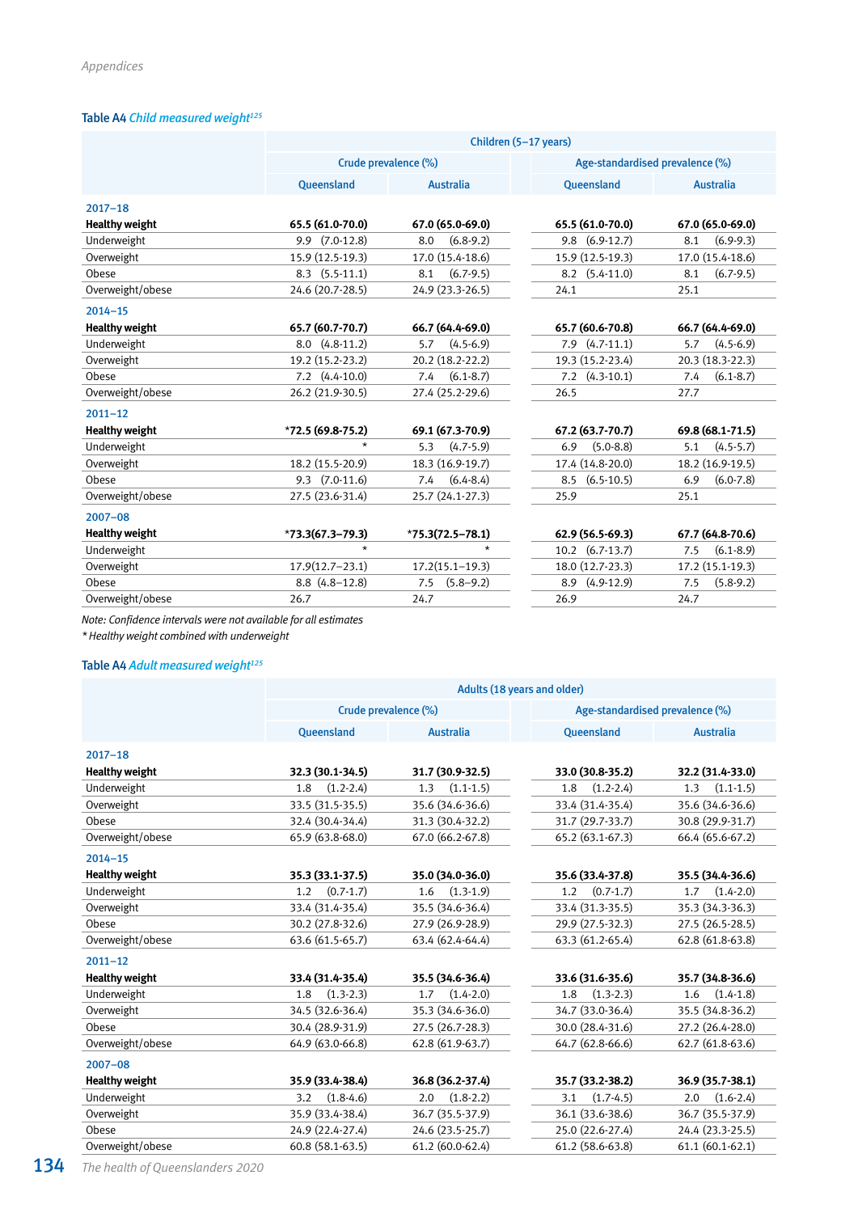Appendices

**Table A4** *Child measured weight*[125]

| | Children (5–17 years) | | | |
|---|---|---|---|---|
| | Crude prevalence (%) | | Age-standardised prevalence (%) | |
| | Queensland | Australia | Queensland | Australia |
| **2017–18** | | | | |
| **Healthy weight** | **65.5 (61.0-70.0)** | **67.0 (65.0-69.0)** | **65.5 (61.0-70.0)** | **67.0 (65.0-69.0)** |
| Underweight | 9.9 (7.0-12.8) | 8.0 (6.8-9.2) | 9.8 (6.9-12.7) | 8.1 (6.9-9.3) |
| Overweight | 15.9 (12.5-19.3) | 17.0 (15.4-18.6) | 15.9 (12.5-19.3) | 17.0 (15.4-18.6) |
| Obese | 8.3 (5.5-11.1) | 8.1 (6.7-9.5) | 8.2 (5.4-11.0) | 8.1 (6.7-9.5) |
| Overweight/obese | 24.6 (20.7-28.5) | 24.9 (23.3-26.5) | 24.1 | 25.1 |
| **2014–15** | | | | |
| **Healthy weight** | **65.7 (60.7-70.7)** | **66.7 (64.4-69.0)** | **65.7 (60.6-70.8)** | **66.7 (64.4-69.0)** |
| Underweight | 8.0 (4.8-11.2) | 5.7 (4.5-6.9) | 7.9 (4.7-11.1) | 5.7 (4.5-6.9) |
| Overweight | 19.2 (15.2-23.2) | 20.2 (18.2-22.2) | 19.3 (15.2-23.4) | 20.3 (18.3-22.3) |
| Obese | 7.2 (4.4-10.0) | 7.4 (6.1-8.7) | 7.2 (4.3-10.1) | 7.4 (6.1-8.7) |
| Overweight/obese | 26.2 (21.9-30.5) | 27.4 (25.2-29.6) | 26.5 | 27.7 |
| **2011–12** | | | | |
| **Healthy weight** | **\*72.5 (69.8-75.2)** | **69.1 (67.3-70.9)** | **67.2 (63.7-70.7)** | **69.8 (68.1-71.5)** |
| Underweight | * | 5.3 (4.7-5.9) | 6.9 (5.0-8.8) | 5.1 (4.5-5.7) |
| Overweight | 18.2 (15.5-20.9) | 18.3 (16.9-19.7) | 17.4 (14.8-20.0) | 18.2 (16.9-19.5) |
| Obese | 9.3 (7.0-11.6) | 7.4 (6.4-8.4) | 8.5 (6.5-10.5) | 6.9 (6.0-7.8) |
| Overweight/obese | 27.5 (23.6-31.4) | 25.7 (24.1-27.3) | 25.9 | 25.1 |
| **2007–08** | | | | |
| **Healthy weight** | **\*73.3(67.3–79.3)** | **\*75.3(72.5–78.1)** | **62.9 (56.5-69.3)** | **67.7 (64.8-70.6)** |
| Underweight | * | * | 10.2 (6.7-13.7) | 7.5 (6.1-8.9) |
| Overweight | 17.9(12.7–23.1) | 17.2(15.1–19.3) | 18.0 (12.7-23.3) | 17.2 (15.1-19.3) |
| Obese | 8.8 (4.8–12.8) | 7.5 (5.8–9.2) | 8.9 (4.9-12.9) | 7.5 (5.8-9.2) |
| Overweight/obese | 26.7 | 24.7 | 26.9 | 24.7 |

*Note: Confidence intervals were not available for all estimates*

*\* Healthy weight combined with underweight*

**Table A4** *Adult measured weight*[125]

| | Adults (18 years and older) | | | |
|---|---|---|---|---|
| | Crude prevalence (%) | | Age-standardised prevalence (%) | |
| | Queensland | Australia | Queensland | Australia |
| **2017–18** | | | | |
| **Healthy weight** | **32.3 (30.1-34.5)** | **31.7 (30.9-32.5)** | **33.0 (30.8-35.2)** | **32.2 (31.4-33.0)** |
| Underweight | 1.8 (1.2-2.4) | 1.3 (1.1-1.5) | 1.8 (1.2-2.4) | 1.3 (1.1-1.5) |
| Overweight | 33.5 (31.5-35.5) | 35.6 (34.6-36.6) | 33.4 (31.4-35.4) | 35.6 (34.6-36.6) |
| Obese | 32.4 (30.4-34.4) | 31.3 (30.4-32.2) | 31.7 (29.7-33.7) | 30.8 (29.9-31.7) |
| Overweight/obese | 65.9 (63.8-68.0) | 67.0 (66.2-67.8) | 65.2 (63.1-67.3) | 66.4 (65.6-67.2) |
| **2014–15** | | | | |
| **Healthy weight** | **35.3 (33.1-37.5)** | **35.0 (34.0-36.0)** | **35.6 (33.4-37.8)** | **35.5 (34.4-36.6)** |
| Underweight | 1.2 (0.7-1.7) | 1.6 (1.3-1.9) | 1.2 (0.7-1.7) | 1.7 (1.4-2.0) |
| Overweight | 33.4 (31.4-35.4) | 35.5 (34.6-36.4) | 33.4 (31.3-35.5) | 35.3 (34.3-36.3) |
| Obese | 30.2 (27.8-32.6) | 27.9 (26.9-28.9) | 29.9 (27.5-32.3) | 27.5 (26.5-28.5) |
| Overweight/obese | 63.6 (61.5-65.7) | 63.4 (62.4-64.4) | 63.3 (61.2-65.4) | 62.8 (61.8-63.8) |
| **2011–12** | | | | |
| **Healthy weight** | **33.4 (31.4-35.4)** | **35.5 (34.6-36.4)** | **33.6 (31.6-35.6)** | **35.7 (34.8-36.6)** |
| Underweight | 1.8 (1.3-2.3) | 1.7 (1.4-2.0) | 1.8 (1.3-2.3) | 1.6 (1.4-1.8) |
| Overweight | 34.5 (32.6-36.4) | 35.3 (34.6-36.0) | 34.7 (33.0-36.4) | 35.5 (34.8-36.2) |
| Obese | 30.4 (28.9-31.9) | 27.5 (26.7-28.3) | 30.0 (28.4-31.6) | 27.2 (26.4-28.0) |
| Overweight/obese | 64.9 (63.0-66.8) | 62.8 (61.9-63.7) | 64.7 (62.8-66.6) | 62.7 (61.8-63.6) |
| **2007–08** | | | | |
| **Healthy weight** | **35.9 (33.4-38.4)** | **36.8 (36.2-37.4)** | **35.7 (33.2-38.2)** | **36.9 (35.7-38.1)** |
| Underweight | 3.2 (1.8-4.6) | 2.0 (1.8-2.2) | 3.1 (1.7-4.5) | 2.0 (1.6-2.4) |
| Overweight | 35.9 (33.4-38.4) | 36.7 (35.5-37.9) | 36.1 (33.6-38.6) | 36.7 (35.5-37.9) |
| Obese | 24.9 (22.4-27.4) | 24.6 (23.5-25.7) | 25.0 (22.6-27.4) | 24.4 (23.3-25.5) |
| Overweight/obese | 60.8 (58.1-63.5) | 61.2 (60.0-62.4) | 61.2 (58.6-63.8) | 61.1 (60.1-62.1) |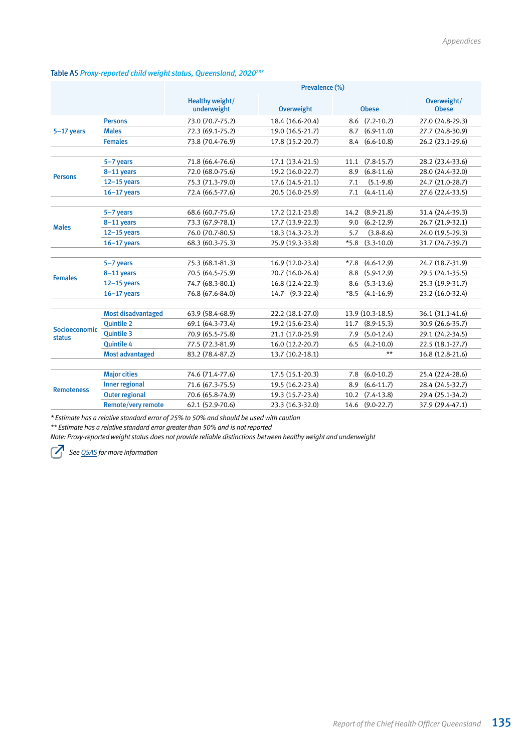**Table A5** *Proxy-reported child weight status, Queensland, 2020*[233]

| | | Prevalence (%) | | | |
|---|---|---|---|---|---|
| | | Healthy weight/ underweight | Overweight | Obese | Overweight/ Obese |
| 5–17 years | Persons | 73.0 (70.7-75.2) | 18.4 (16.6-20.4) | 8.6 (7.2-10.2) | 27.0 (24.8-29.3) |
| | Males | 72.3 (69.1-75.2) | 19.0 (16.5-21.7) | 8.7 (6.9-11.0) | 27.7 (24.8-30.9) |
| | Females | 73.8 (70.4-76.9) | 17.8 (15.2-20.7) | 8.4 (6.6-10.8) | 26.2 (23.1-29.6) |
| Persons | 5–7 years | 71.8 (66.4-76.6) | 17.1 (13.4-21.5) | 11.1 (7.8-15.7) | 28.2 (23.4-33.6) |
| | 8–11 years | 72.0 (68.0-75.6) | 19.2 (16.0-22.7) | 8.9 (6.8-11.6) | 28.0 (24.4-32.0) |
| | 12–15 years | 75.3 (71.3-79.0) | 17.6 (14.5-21.1) | 7.1 (5.1-9.8) | 24.7 (21.0-28.7) |
| | 16–17 years | 72.4 (66.5-77.6) | 20.5 (16.0-25.9) | 7.1 (4.4-11.4) | 27.6 (22.4-33.5) |
| Males | 5–7 years | 68.6 (60.7-75.6) | 17.2 (12.1-23.8) | 14.2 (8.9-21.8) | 31.4 (24.4-39.3) |
| | 8–11 years | 73.3 (67.9-78.1) | 17.7 (13.9-22.3) | 9.0 (6.2-12.9) | 26.7 (21.9-32.1) |
| | 12–15 years | 76.0 (70.7-80.5) | 18.3 (14.3-23.2) | 5.7 (3.8-8.6) | 24.0 (19.5-29.3) |
| | 16–17 years | 68.3 (60.3-75.3) | 25.9 (19.3-33.8) | *5.8 (3.3-10.0) | 31.7 (24.7-39.7) |
| Females | 5–7 years | 75.3 (68.1-81.3) | 16.9 (12.0-23.4) | *7.8 (4.6-12.9) | 24.7 (18.7-31.9) |
| | 8–11 years | 70.5 (64.5-75.9) | 20.7 (16.0-26.4) | 8.8 (5.9-12.9) | 29.5 (24.1-35.5) |
| | 12–15 years | 74.7 (68.3-80.1) | 16.8 (12.4-22.3) | 8.6 (5.3-13.6) | 25.3 (19.9-31.7) |
| | 16–17 years | 76.8 (67.6-84.0) | 14.7 (9.3-22.4) | *8.5 (4.1-16.9) | 23.2 (16.0-32.4) |
| Socioeconomic status | Most disadvantaged | 63.9 (58.4-68.9) | 22.2 (18.1-27.0) | 13.9 (10.3-18.5) | 36.1 (31.1-41.6) |
| | Quintile 2 | 69.1 (64.3-73.4) | 19.2 (15.6-23.4) | 11.7 (8.9-15.3) | 30.9 (26.6-35.7) |
| | Quintile 3 | 70.9 (65.5-75.8) | 21.1 (17.0-25.9) | 7.9 (5.0-12.4) | 29.1 (24.2-34.5) |
| | Quintile 4 | 77.5 (72.3-81.9) | 16.0 (12.2-20.7) | 6.5 (4.2-10.0) | 22.5 (18.1-27.7) |
| | Most advantaged | 83.2 (78.4-87.2) | 13.7 (10.2-18.1) | ** | 16.8 (12.8-21.6) |
| Remoteness | Major cities | 74.6 (71.4-77.6) | 17.5 (15.1-20.3) | 7.8 (6.0-10.2) | 25.4 (22.4-28.6) |
| | Inner regional | 71.6 (67.3-75.5) | 19.5 (16.2-23.4) | 8.9 (6.6-11.7) | 28.4 (24.5-32.7) |
| | Outer regional | 70.6 (65.8-74.9) | 19.3 (15.7-23.4) | 10.2 (7.4-13.8) | 29.4 (25.1-34.2) |
| | Remote/very remote | 62.1 (52.9-70.6) | 23.3 (16.3-32.0) | 14.6 (9.0-22.7) | 37.9 (29.4-47.1) |

*\* Estimate has a relative standard error of 25% to 50% and should be used with caution*

*\*\* Estimate has a relative standard error greater than 50% and is not reported*

*Note: Proxy-reported weight status does not provide reliable distinctions between healthy weight and underweight*

*See QSAS for more information*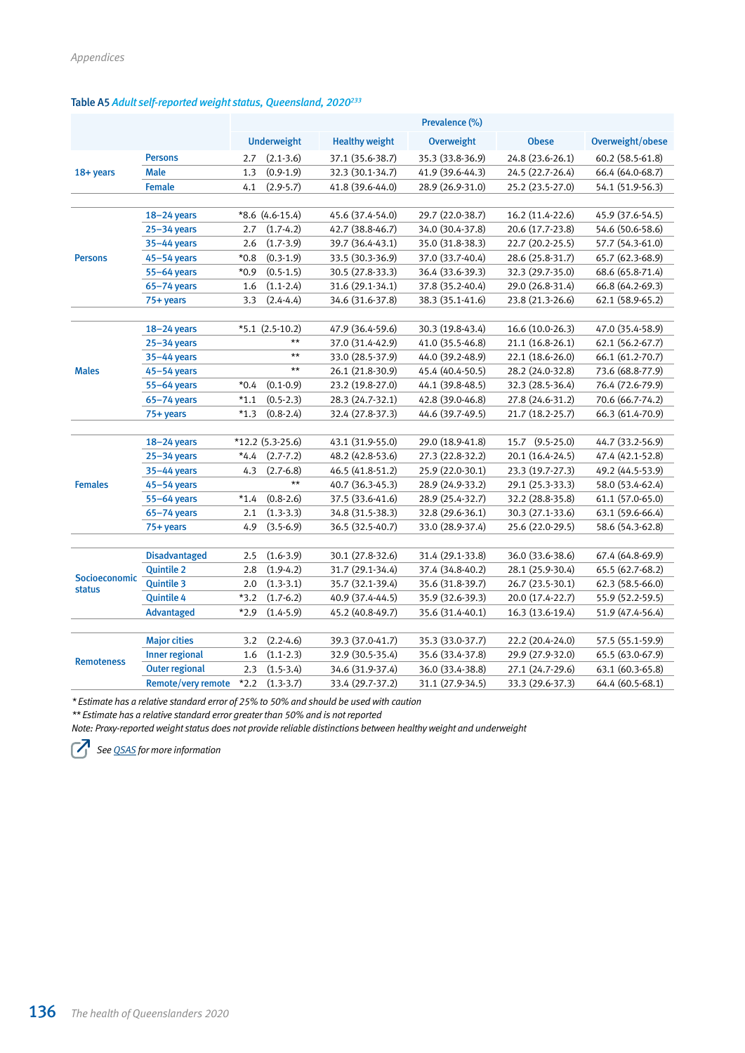Table A5 *Adult self-reported weight status, Queensland, 2020*[233]

| | | Prevalence (%) | | | | |
|---|---|---|---|---|---|---|
| | | Underweight | Healthy weight | Overweight | Obese | Overweight/obese |
| 18+ years | Persons | 2.7 (2.1-3.6) | 37.1 (35.6-38.7) | 35.3 (33.8-36.9) | 24.8 (23.6-26.1) | 60.2 (58.5-61.8) |
| | Male | 1.3 (0.9-1.9) | 32.3 (30.1-34.7) | 41.9 (39.6-44.3) | 24.5 (22.7-26.4) | 66.4 (64.0-68.7) |
| | Female | 4.1 (2.9-5.7) | 41.8 (39.6-44.0) | 28.9 (26.9-31.0) | 25.2 (23.5-27.0) | 54.1 (51.9-56.3) |
| Persons | 18–24 years | *8.6 (4.6-15.4) | 45.6 (37.4-54.0) | 29.7 (22.0-38.7) | 16.2 (11.4-22.6) | 45.9 (37.6-54.5) |
| | 25–34 years | 2.7 (1.7-4.2) | 42.7 (38.8-46.7) | 34.0 (30.4-37.8) | 20.6 (17.7-23.8) | 54.6 (50.6-58.6) |
| | 35–44 years | 2.6 (1.7-3.9) | 39.7 (36.4-43.1) | 35.0 (31.8-38.3) | 22.7 (20.2-25.5) | 57.7 (54.3-61.0) |
| | 45–54 years | *0.8 (0.3-1.9) | 33.5 (30.3-36.9) | 37.0 (33.7-40.4) | 28.6 (25.8-31.7) | 65.7 (62.3-68.9) |
| | 55–64 years | *0.9 (0.5-1.5) | 30.5 (27.8-33.3) | 36.4 (33.6-39.3) | 32.3 (29.7-35.0) | 68.6 (65.8-71.4) |
| | 65–74 years | 1.6 (1.1-2.4) | 31.6 (29.1-34.1) | 37.8 (35.2-40.4) | 29.0 (26.8-31.4) | 66.8 (64.2-69.3) |
| | 75+ years | 3.3 (2.4-4.4) | 34.6 (31.6-37.8) | 38.3 (35.1-41.6) | 23.8 (21.3-26.6) | 62.1 (58.9-65.2) |
| Males | 18–24 years | *5.1 (2.5-10.2) | 47.9 (36.4-59.6) | 30.3 (19.8-43.4) | 16.6 (10.0-26.3) | 47.0 (35.4-58.9) |
| | 25–34 years | ** | 37.0 (31.4-42.9) | 41.0 (35.5-46.8) | 21.1 (16.8-26.1) | 62.1 (56.2-67.7) |
| | 35–44 years | ** | 33.0 (28.5-37.9) | 44.0 (39.2-48.9) | 22.1 (18.6-26.0) | 66.1 (61.2-70.7) |
| | 45–54 years | ** | 26.1 (21.8-30.9) | 45.4 (40.4-50.5) | 28.2 (24.0-32.8) | 73.6 (68.8-77.9) |
| | 55–64 years | *0.4 (0.1-0.9) | 23.2 (19.8-27.0) | 44.1 (39.8-48.5) | 32.3 (28.5-36.4) | 76.4 (72.6-79.9) |
| | 65–74 years | *1.1 (0.5-2.3) | 28.3 (24.7-32.1) | 42.8 (39.0-46.8) | 27.8 (24.6-31.2) | 70.6 (66.7-74.2) |
| | 75+ years | *1.3 (0.8-2.4) | 32.4 (27.8-37.3) | 44.6 (39.7-49.5) | 21.7 (18.2-25.7) | 66.3 (61.4-70.9) |
| Females | 18–24 years | *12.2 (5.3-25.6) | 43.1 (31.9-55.0) | 29.0 (18.9-41.8) | 15.7 (9.5-25.0) | 44.7 (33.2-56.9) |
| | 25–34 years | *4.4 (2.7-7.2) | 48.2 (42.8-53.6) | 27.3 (22.8-32.2) | 20.1 (16.4-24.5) | 47.4 (42.1-52.8) |
| | 35–44 years | 4.3 (2.7-6.8) | 46.5 (41.8-51.2) | 25.9 (22.0-30.1) | 23.3 (19.7-27.3) | 49.2 (44.5-53.9) |
| | 45–54 years | ** | 40.7 (36.3-45.3) | 28.9 (24.9-33.2) | 29.1 (25.3-33.3) | 58.0 (53.4-62.4) |
| | 55–64 years | *1.4 (0.8-2.6) | 37.5 (33.6-41.6) | 28.9 (25.4-32.7) | 32.2 (28.8-35.8) | 61.1 (57.0-65.0) |
| | 65–74 years | 2.1 (1.3-3.3) | 34.8 (31.5-38.3) | 32.8 (29.6-36.1) | 30.3 (27.1-33.6) | 63.1 (59.6-66.4) |
| | 75+ years | 4.9 (3.5-6.9) | 36.5 (32.5-40.7) | 33.0 (28.9-37.4) | 25.6 (22.0-29.5) | 58.6 (54.3-62.8) |
| Socioeconomic status | Disadvantaged | 2.5 (1.6-3.9) | 30.1 (27.8-32.6) | 31.4 (29.1-33.8) | 36.0 (33.6-38.6) | 67.4 (64.8-69.9) |
| | Quintile 2 | 2.8 (1.9-4.2) | 31.7 (29.1-34.4) | 37.4 (34.8-40.2) | 28.1 (25.9-30.4) | 65.5 (62.7-68.2) |
| | Quintile 3 | 2.0 (1.3-3.1) | 35.7 (32.1-39.4) | 35.6 (31.8-39.7) | 26.7 (23.5-30.1) | 62.3 (58.5-66.0) |
| | Quintile 4 | *3.2 (1.7-6.2) | 40.9 (37.4-44.5) | 35.9 (32.6-39.3) | 20.0 (17.4-22.7) | 55.9 (52.2-59.5) |
| | Advantaged | *2.9 (1.4-5.9) | 45.2 (40.8-49.7) | 35.6 (31.4-40.1) | 16.3 (13.6-19.4) | 51.9 (47.4-56.4) |
| Remoteness | Major cities | 3.2 (2.2-4.6) | 39.3 (37.0-41.7) | 35.3 (33.0-37.7) | 22.2 (20.4-24.0) | 57.5 (55.1-59.9) |
| | Inner regional | 1.6 (1.1-2.3) | 32.9 (30.5-35.4) | 35.6 (33.4-37.8) | 29.9 (27.9-32.0) | 65.5 (63.0-67.9) |
| | Outer regional | 2.3 (1.5-3.4) | 34.6 (31.9-37.4) | 36.0 (33.4-38.8) | 27.1 (24.7-29.6) | 63.1 (60.3-65.8) |
| | Remote/very remote | *2.2 (1.3-3.7) | 33.4 (29.7-37.2) | 31.1 (27.9-34.5) | 33.3 (29.6-37.3) | 64.4 (60.5-68.1) |

*\* Estimate has a relative standard error of 25% to 50% and should be used with caution*

*\*\* Estimate has a relative standard error greater than 50% and is not reported*

*Note: Proxy-reported weight status does not provide reliable distinctions between healthy weight and underweight*

*See QSAS for more information*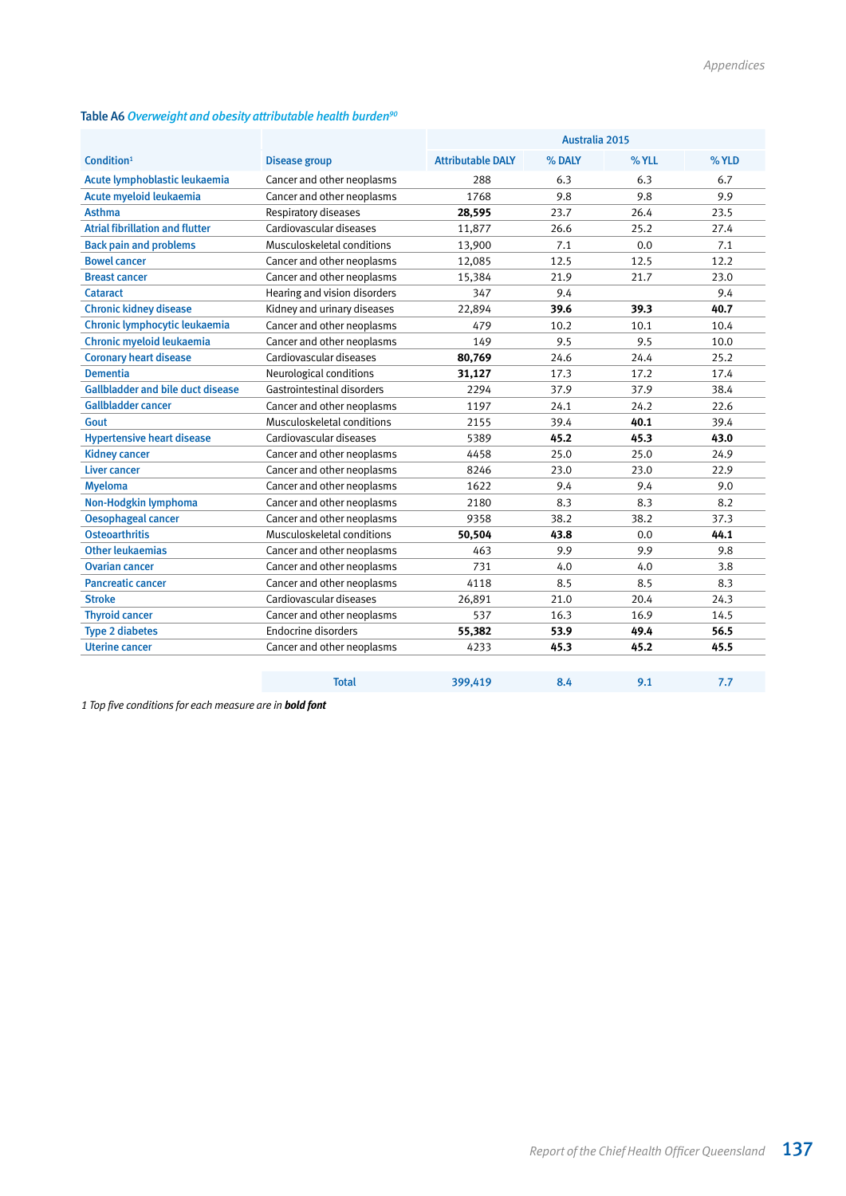Table A6 *Overweight and obesity attributable health burden*[90]

| Condition[1] | Disease group | Australia 2015 | | | |
|---|---|---|---|---|---|
| | | Attributable DALY | % DALY | % YLL | % YLD |
| Acute lymphoblastic leukaemia | Cancer and other neoplasms | 288 | 6.3 | 6.3 | 6.7 |
| Acute myeloid leukaemia | Cancer and other neoplasms | 1768 | 9.8 | 9.8 | 9.9 |
| Asthma | Respiratory diseases | **28,595** | 23.7 | 26.4 | 23.5 |
| Atrial fibrillation and flutter | Cardiovascular diseases | 11,877 | 26.6 | 25.2 | 27.4 |
| Back pain and problems | Musculoskeletal conditions | 13,900 | 7.1 | 0.0 | 7.1 |
| Bowel cancer | Cancer and other neoplasms | 12,085 | 12.5 | 12.5 | 12.2 |
| Breast cancer | Cancer and other neoplasms | 15,384 | 21.9 | 21.7 | 23.0 |
| Cataract | Hearing and vision disorders | 347 | 9.4 | | 9.4 |
| Chronic kidney disease | Kidney and urinary diseases | 22,894 | **39.6** | **39.3** | **40.7** |
| Chronic lymphocytic leukaemia | Cancer and other neoplasms | 479 | 10.2 | 10.1 | 10.4 |
| Chronic myeloid leukaemia | Cancer and other neoplasms | 149 | 9.5 | 9.5 | 10.0 |
| Coronary heart disease | Cardiovascular diseases | **80,769** | 24.6 | 24.4 | 25.2 |
| Dementia | Neurological conditions | **31,127** | 17.3 | 17.2 | 17.4 |
| Gallbladder and bile duct disease | Gastrointestinal disorders | 2294 | 37.9 | 37.9 | 38.4 |
| Gallbladder cancer | Cancer and other neoplasms | 1197 | 24.1 | 24.2 | 22.6 |
| Gout | Musculoskeletal conditions | 2155 | 39.4 | **40.1** | 39.4 |
| Hypertensive heart disease | Cardiovascular diseases | 5389 | **45.2** | **45.3** | **43.0** |
| Kidney cancer | Cancer and other neoplasms | 4458 | 25.0 | 25.0 | 24.9 |
| Liver cancer | Cancer and other neoplasms | 8246 | 23.0 | 23.0 | 22.9 |
| Myeloma | Cancer and other neoplasms | 1622 | 9.4 | 9.4 | 9.0 |
| Non-Hodgkin lymphoma | Cancer and other neoplasms | 2180 | 8.3 | 8.3 | 8.2 |
| Oesophageal cancer | Cancer and other neoplasms | 9358 | 38.2 | 38.2 | 37.3 |
| Osteoarthritis | Musculoskeletal conditions | **50,504** | **43.8** | 0.0 | **44.1** |
| Other leukaemias | Cancer and other neoplasms | 463 | 9.9 | 9.9 | 9.8 |
| Ovarian cancer | Cancer and other neoplasms | 731 | 4.0 | 4.0 | 3.8 |
| Pancreatic cancer | Cancer and other neoplasms | 4118 | 8.5 | 8.5 | 8.3 |
| Stroke | Cardiovascular diseases | 26,891 | 21.0 | 20.4 | 24.3 |
| Thyroid cancer | Cancer and other neoplasms | 537 | 16.3 | 16.9 | 14.5 |
| Type 2 diabetes | Endocrine disorders | **55,382** | **53.9** | **49.4** | **56.5** |
| Uterine cancer | Cancer and other neoplasms | 4233 | **45.3** | **45.2** | **45.5** |
| | Total | 399,419 | 8.4 | 9.1 | 7.7 |

*1 Top five conditions for each measure are in **bold font***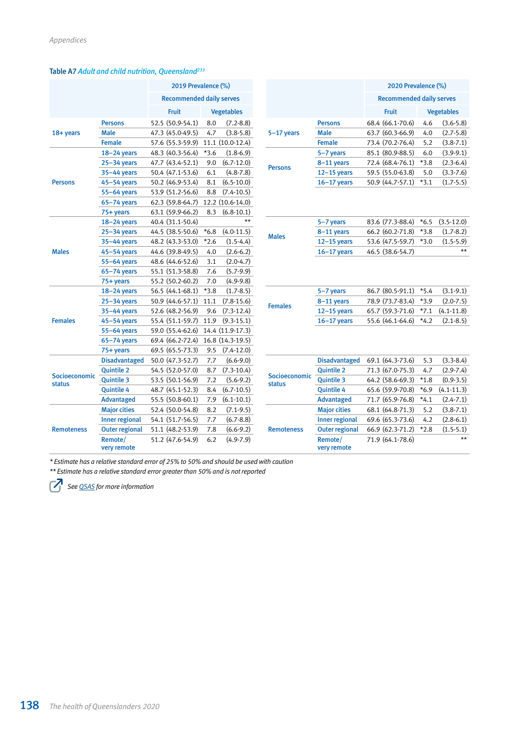Table A7 *Adult and child nutrition, Queensland*[233]

| | | 2019 Prevalence (%) | |
|---|---|---|---|
| | | Recommended daily serves | |
| | | Fruit | Vegetables |
| 18+ years | Persons | 52.5 (50.9-54.1) | 8.0 (7.2-8.8) |
| | Male | 47.3 (45.0-49.5) | 4.7 (3.8-5.8) |
| | Female | 57.6 (55.3-59.9) | 11.1 (10.0-12.4) |
| Persons | 18–24 years | 48.3 (40.3-56.4) | *3.6 (1.8-6.9) |
| | 25–34 years | 47.7 (43.4-52.1) | 9.0 (6.7-12.0) |
| | 35–44 years | 50.4 (47.1-53.6) | 6.1 (4.8-7.8) |
| | 45–54 years | 50.2 (46.9-53.4) | 8.1 (6.5-10.0) |
| | 55–64 years | 53.9 (51.2-56.6) | 8.8 (7.4-10.5) |
| | 65–74 years | 62.3 (59.8-64.7) | 12.2 (10.6-14.0) |
| | 75+ years | 63.1 (59.9-66.2) | 8.3 (6.8-10.1) |
| Males | 18–24 years | 40.4 (31.1-50.4) | ** |
| | 25–34 years | 44.5 (38.5-50.6) | *6.8 (4.0-11.5) |
| | 35–44 years | 48.2 (43.3-53.0) | *2.6 (1.5-4.4) |
| | 45–54 years | 44.6 (39.8-49.5) | 4.0 (2.6-6.2) |
| | 55–64 years | 48.6 (44.6-52.6) | 3.1 (2.0-4.7) |
| | 65–74 years | 55.1 (51.3-58.8) | 7.6 (5.7-9.9) |
| | 75+ years | 55.2 (50.2-60.2) | 7.0 (4.9-9.8) |
| Females | 18–24 years | 56.5 (44.1-68.1) | *3.8 (1.7-8.5) |
| | 25–34 years | 50.9 (44.6-57.1) | 11.1 (7.8-15.6) |
| | 35–44 years | 52.6 (48.2-56.9) | 9.6 (7.3-12.4) |
| | 45–54 years | 55.4 (51.1-59.7) | 11.9 (9.3-15.1) |
| | 55–64 years | 59.0 (55.4-62.6) | 14.4 (11.9-17.3) |
| | 65–74 years | 69.4 (66.2-72.4) | 16.8 (14.3-19.5) |
| | 75+ years | 69.5 (65.5-73.3) | 9.5 (7.4-12.0) |
| Socioeconomic status | Disadvantaged | 50.0 (47.3-52.7) | 7.7 (6.6-9.0) |
| | Quintile 2 | 54.5 (52.0-57.0) | 8.7 (7.3-10.4) |
| | Quintile 3 | 53.5 (50.1-56.9) | 7.2 (5.6-9.2) |
| | Quintile 4 | 48.7 (45.1-52.3) | 8.4 (6.7-10.5) |
| | Advantaged | 55.5 (50.8-60.1) | 7.9 (6.1-10.1) |
| Remoteness | Major cities | 52.4 (50.0-54.8) | 8.2 (7.1-9.5) |
| | Inner regional | 54.1 (51.7-56.5) | 7.7 (6.7-8.8) |
| | Outer regional | 51.1 (48.2-53.9) | 7.8 (6.6-9.2) |
| | Remote/ very remote | 51.2 (47.6-54.9) | 6.2 (4.9-7.9) |

| | | 2020 Prevalence (%) | |
|---|---|---|---|
| | | Recommended daily serves | |
| | | Fruit | Vegetables |
| 5–17 years | Persons | 68.4 (66.1-70.6) | 4.6 (3.6-5.8) |
| | Male | 63.7 (60.3-66.9) | 4.0 (2.7-5.8) |
| | Female | 73.4 (70.2-76.4) | 5.2 (3.8-7.1) |
| Persons | 5–7 years | 85.1 (80.9-88.5) | 6.0 (3.9-9.1) |
| | 8–11 years | 72.4 (68.4-76.1) | *3.8 (2.3-6.4) |
| | 12–15 years | 59.5 (55.0-63.8) | 5.0 (3.3-7.6) |
| | 16–17 years | 50.9 (44.7-57.1) | *3.1 (1.7-5.5) |
| Males | 5–7 years | 83.6 (77.3-88.4) | *6.5 (3.5-12.0) |
| | 8–11 years | 66.2 (60.2-71.8) | *3.8 (1.7-8.2) |
| | 12–15 years | 53.6 (47.5-59.7) | *3.0 (1.5-5.9) |
| | 16–17 years | 46.5 (38.6-54.7) | ** |
| Females | 5–7 years | 86.7 (80.5-91.1) | *5.4 (3.1-9.1) |
| | 8–11 years | 78.9 (73.7-83.4) | *3.9 (2.0-7.5) |
| | 12–15 years | 65.7 (59.3-71.6) | *7.1 (4.1-11.8) |
| | 16–17 years | 55.6 (46.1-64.6) | *4.2 (2.1-8.5) |
| Socioeconomic status | Disadvantaged | 69.1 (64.3-73.6) | 5.3 (3.3-8.4) |
| | Quintile 2 | 71.3 (67.0-75.3) | 4.7 (2.9-7.4) |
| | Quintile 3 | 64.2 (58.6-69.3) | *1.8 (0.9-3.5) |
| | Quintile 4 | 65.6 (59.9-70.8) | *6.9 (4.1-11.3) |
| | Advantaged | 71.7 (65.9-76.8) | *4.1 (2.4-7.1) |
| Remoteness | Major cities | 68.1 (64.8-71.3) | 5.2 (3.8-7.1) |
| | Inner regional | 69.6 (65.3-73.6) | 4.2 (2.8-6.1) |
| | Outer regional | 66.9 (62.3-71.2) | *2.8 (1.5-5.1) |
| | Remote/ very remote | 71.9 (64.1-78.6) | ** |

*\* Estimate has a relative standard error of 25% to 50% and should be used with caution*

*\*\* Estimate has a relative standard error greater than 50% and is not reported*

*See QSAS for more information*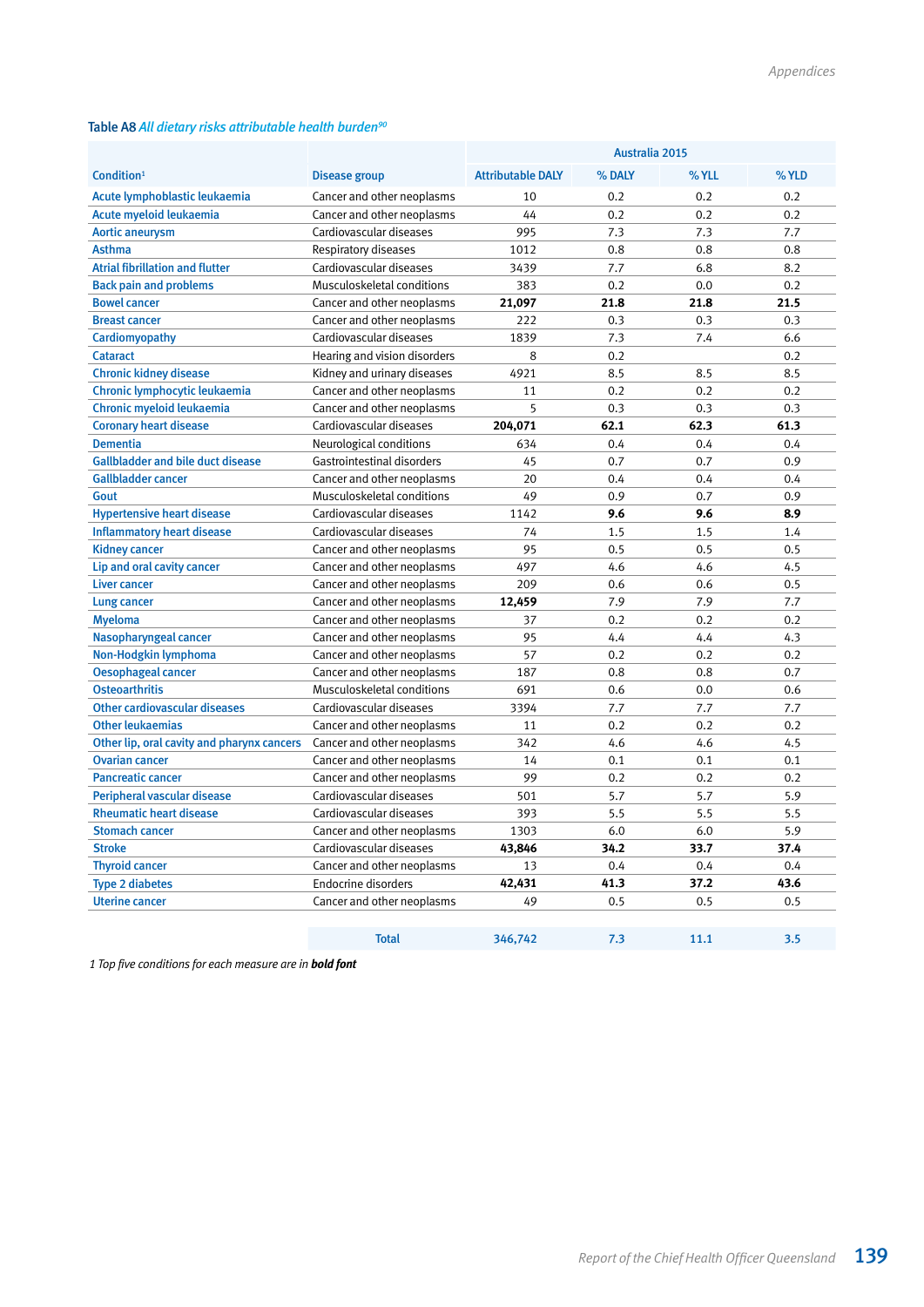**Table A8** *All dietary risks attributable health burden*[90]

| Condition[1] | Disease group | Australia 2015 | | | |
|---|---|---|---|---|---|
| | | Attributable DALY | % DALY | % YLL | % YLD |
| Acute lymphoblastic leukaemia | Cancer and other neoplasms | 10 | 0.2 | 0.2 | 0.2 |
| Acute myeloid leukaemia | Cancer and other neoplasms | 44 | 0.2 | 0.2 | 0.2 |
| Aortic aneurysm | Cardiovascular diseases | 995 | 7.3 | 7.3 | 7.7 |
| Asthma | Respiratory diseases | 1012 | 0.8 | 0.8 | 0.8 |
| Atrial fibrillation and flutter | Cardiovascular diseases | 3439 | 7.7 | 6.8 | 8.2 |
| Back pain and problems | Musculoskeletal conditions | 383 | 0.2 | 0.0 | 0.2 |
| Bowel cancer | Cancer and other neoplasms | **21,097** | **21.8** | **21.8** | **21.5** |
| Breast cancer | Cancer and other neoplasms | 222 | 0.3 | 0.3 | 0.3 |
| Cardiomyopathy | Cardiovascular diseases | 1839 | 7.3 | 7.4 | 6.6 |
| Cataract | Hearing and vision disorders | 8 | 0.2 | | 0.2 |
| Chronic kidney disease | Kidney and urinary diseases | 4921 | 8.5 | 8.5 | 8.5 |
| Chronic lymphocytic leukaemia | Cancer and other neoplasms | 11 | 0.2 | 0.2 | 0.2 |
| Chronic myeloid leukaemia | Cancer and other neoplasms | 5 | 0.3 | 0.3 | 0.3 |
| Coronary heart disease | Cardiovascular diseases | **204,071** | **62.1** | **62.3** | **61.3** |
| Dementia | Neurological conditions | 634 | 0.4 | 0.4 | 0.4 |
| Gallbladder and bile duct disease | Gastrointestinal disorders | 45 | 0.7 | 0.7 | 0.9 |
| Gallbladder cancer | Cancer and other neoplasms | 20 | 0.4 | 0.4 | 0.4 |
| Gout | Musculoskeletal conditions | 49 | 0.9 | 0.7 | 0.9 |
| Hypertensive heart disease | Cardiovascular diseases | 1142 | **9.6** | **9.6** | **8.9** |
| Inflammatory heart disease | Cardiovascular diseases | 74 | 1.5 | 1.5 | 1.4 |
| Kidney cancer | Cancer and other neoplasms | 95 | 0.5 | 0.5 | 0.5 |
| Lip and oral cavity cancer | Cancer and other neoplasms | 497 | 4.6 | 4.6 | 4.5 |
| Liver cancer | Cancer and other neoplasms | 209 | 0.6 | 0.6 | 0.5 |
| Lung cancer | Cancer and other neoplasms | **12,459** | 7.9 | 7.9 | 7.7 |
| Myeloma | Cancer and other neoplasms | 37 | 0.2 | 0.2 | 0.2 |
| Nasopharyngeal cancer | Cancer and other neoplasms | 95 | 4.4 | 4.4 | 4.3 |
| Non-Hodgkin lymphoma | Cancer and other neoplasms | 57 | 0.2 | 0.2 | 0.2 |
| Oesophageal cancer | Cancer and other neoplasms | 187 | 0.8 | 0.8 | 0.7 |
| Osteoarthritis | Musculoskeletal conditions | 691 | 0.6 | 0.0 | 0.6 |
| Other cardiovascular diseases | Cardiovascular diseases | 3394 | 7.7 | 7.7 | 7.7 |
| Other leukaemias | Cancer and other neoplasms | 11 | 0.2 | 0.2 | 0.2 |
| Other lip, oral cavity and pharynx cancers | Cancer and other neoplasms | 342 | 4.6 | 4.6 | 4.5 |
| Ovarian cancer | Cancer and other neoplasms | 14 | 0.1 | 0.1 | 0.1 |
| Pancreatic cancer | Cancer and other neoplasms | 99 | 0.2 | 0.2 | 0.2 |
| Peripheral vascular disease | Cardiovascular diseases | 501 | 5.7 | 5.7 | 5.9 |
| Rheumatic heart disease | Cardiovascular diseases | 393 | 5.5 | 5.5 | 5.5 |
| Stomach cancer | Cancer and other neoplasms | 1303 | 6.0 | 6.0 | 5.9 |
| Stroke | Cardiovascular diseases | **43,846** | **34.2** | **33.7** | **37.4** |
| Thyroid cancer | Cancer and other neoplasms | 13 | 0.4 | 0.4 | 0.4 |
| Type 2 diabetes | Endocrine disorders | **42,431** | **41.3** | **37.2** | **43.6** |
| Uterine cancer | Cancer and other neoplasms | 49 | 0.5 | 0.5 | 0.5 |
| | **Total** | 346,742 | 7.3 | 11.1 | 3.5 |

*1 Top five conditions for each measure are in* ***bold font***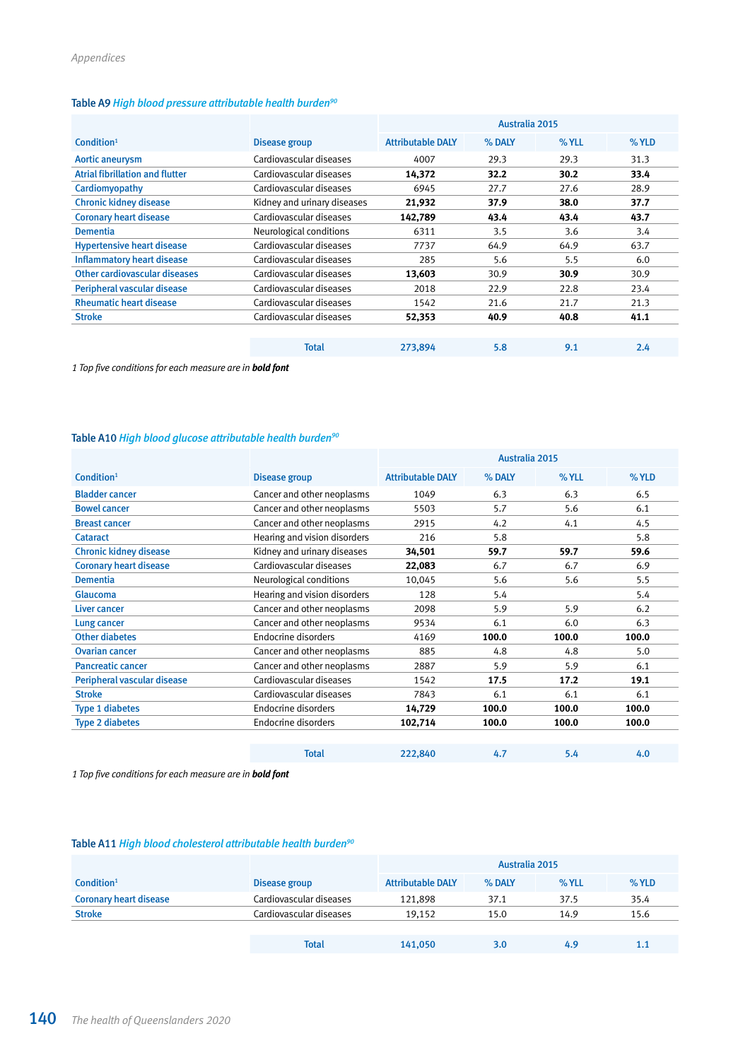Table A9 *High blood pressure attributable health burden*[90]

| Condition[1] | Disease group | Australia 2015 | | | |
|---|---|---|---|---|---|
| | | Attributable DALY | % DALY | % YLL | % YLD |
| Aortic aneurysm | Cardiovascular diseases | 4007 | 29.3 | 29.3 | 31.3 |
| Atrial fibrillation and flutter | Cardiovascular diseases | **14,372** | **32.2** | 30.2 | **33.4** |
| Cardiomyopathy | Cardiovascular diseases | 6945 | 27.7 | 27.6 | 28.9 |
| Chronic kidney disease | Kidney and urinary diseases | **21,932** | **37.9** | **38.0** | **37.7** |
| Coronary heart disease | Cardiovascular diseases | **142,789** | **43.4** | **43.4** | **43.7** |
| Dementia | Neurological conditions | 6311 | 3.5 | 3.6 | 3.4 |
| Hypertensive heart disease | Cardiovascular diseases | 7737 | 64.9 | 64.9 | 63.7 |
| Inflammatory heart disease | Cardiovascular diseases | 285 | 5.6 | 5.5 | 6.0 |
| Other cardiovascular diseases | Cardiovascular diseases | **13,603** | 30.9 | **30.9** | 30.9 |
| Peripheral vascular disease | Cardiovascular diseases | 2018 | 22.9 | 22.8 | 23.4 |
| Rheumatic heart disease | Cardiovascular diseases | 1542 | 21.6 | 21.7 | 21.3 |
| Stroke | Cardiovascular diseases | **52,353** | **40.9** | **40.8** | **41.1** |
| | Total | 273,894 | 5.8 | 9.1 | 2.4 |

*1 Top five conditions for each measure are in **bold font***

Table A10 *High blood glucose attributable health burden*[90]

| Condition[1] | Disease group | Australia 2015 | | | |
|---|---|---|---|---|---|
| | | Attributable DALY | % DALY | % YLL | % YLD |
| Bladder cancer | Cancer and other neoplasms | 1049 | 6.3 | 6.3 | 6.5 |
| Bowel cancer | Cancer and other neoplasms | 5503 | 5.7 | 5.6 | 6.1 |
| Breast cancer | Cancer and other neoplasms | 2915 | 4.2 | 4.1 | 4.5 |
| Cataract | Hearing and vision disorders | 216 | 5.8 | | 5.8 |
| Chronic kidney disease | Kidney and urinary diseases | **34,501** | **59.7** | **59.7** | **59.6** |
| Coronary heart disease | Cardiovascular diseases | **22,083** | 6.7 | 6.7 | 6.9 |
| Dementia | Neurological conditions | 10,045 | 5.6 | 5.6 | 5.5 |
| Glaucoma | Hearing and vision disorders | 128 | 5.4 | | 5.4 |
| Liver cancer | Cancer and other neoplasms | 2098 | 5.9 | 5.9 | 6.2 |
| Lung cancer | Cancer and other neoplasms | 9534 | 6.1 | 6.0 | 6.3 |
| Other diabetes | Endocrine disorders | 4169 | **100.0** | **100.0** | **100.0** |
| Ovarian cancer | Cancer and other neoplasms | 885 | 4.8 | 4.8 | 5.0 |
| Pancreatic cancer | Cancer and other neoplasms | 2887 | 5.9 | 5.9 | 6.1 |
| Peripheral vascular disease | Cardiovascular diseases | 1542 | **17.5** | **17.2** | **19.1** |
| Stroke | Cardiovascular diseases | 7843 | 6.1 | 6.1 | 6.1 |
| Type 1 diabetes | Endocrine disorders | **14,729** | **100.0** | **100.0** | **100.0** |
| Type 2 diabetes | Endocrine disorders | **102,714** | **100.0** | **100.0** | **100.0** |
| | Total | 222,840 | 4.7 | 5.4 | 4.0 |

*1 Top five conditions for each measure are in **bold font***

Table A11 *High blood cholesterol attributable health burden*[90]

| Condition[1] | Disease group | Australia 2015 | | | |
|---|---|---|---|---|---|
| | | Attributable DALY | % DALY | % YLL | % YLD |
| Coronary heart disease | Cardiovascular diseases | 121,898 | 37.1 | 37.5 | 35.4 |
| Stroke | Cardiovascular diseases | 19,152 | 15.0 | 14.9 | 15.6 |
| | Total | 141,050 | 3.0 | 4.9 | 1.1 |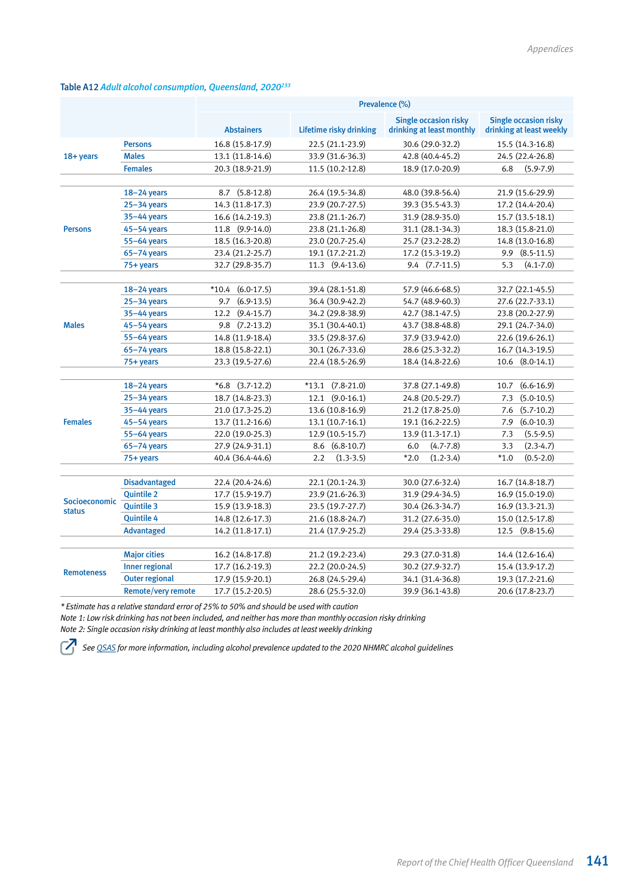Table A12 *Adult alcohol consumption, Queensland, 2020*[233]

| | | Prevalence (%) | | | |
|---|---|---|---|---|---|
| | | Abstainers | Lifetime risky drinking | Single occasion risky drinking at least monthly | Single occasion risky drinking at least weekly |
| 18+ years | Persons | 16.8 (15.8-17.9) | 22.5 (21.1-23.9) | 30.6 (29.0-32.2) | 15.5 (14.3-16.8) |
| | Males | 13.1 (11.8-14.6) | 33.9 (31.6-36.3) | 42.8 (40.4-45.2) | 24.5 (22.4-26.8) |
| | Females | 20.3 (18.9-21.9) | 11.5 (10.2-12.8) | 18.9 (17.0-20.9) | 6.8 (5.9-7.9) |
| Persons | 18–24 years | 8.7 (5.8-12.8) | 26.4 (19.5-34.8) | 48.0 (39.8-56.4) | 21.9 (15.6-29.9) |
| | 25–34 years | 14.3 (11.8-17.3) | 23.9 (20.7-27.5) | 39.3 (35.5-43.3) | 17.2 (14.4-20.4) |
| | 35–44 years | 16.6 (14.2-19.3) | 23.8 (21.1-26.7) | 31.9 (28.9-35.0) | 15.7 (13.5-18.1) |
| | 45–54 years | 11.8 (9.9-14.0) | 23.8 (21.1-26.8) | 31.1 (28.1-34.3) | 18.3 (15.8-21.0) |
| | 55–64 years | 18.5 (16.3-20.8) | 23.0 (20.7-25.4) | 25.7 (23.2-28.2) | 14.8 (13.0-16.8) |
| | 65–74 years | 23.4 (21.2-25.7) | 19.1 (17.2-21.2) | 17.2 (15.3-19.2) | 9.9 (8.5-11.5) |
| | 75+ years | 32.7 (29.8-35.7) | 11.3 (9.4-13.6) | 9.4 (7.7-11.5) | 5.3 (4.1-7.0) |
| Males | 18–24 years | *10.4 (6.0-17.5) | 39.4 (28.1-51.8) | 57.9 (46.6-68.5) | 32.7 (22.1-45.5) |
| | 25–34 years | 9.7 (6.9-13.5) | 36.4 (30.9-42.2) | 54.7 (48.9-60.3) | 27.6 (22.7-33.1) |
| | 35–44 years | 12.2 (9.4-15.7) | 34.2 (29.8-38.9) | 42.7 (38.1-47.5) | 23.8 (20.2-27.9) |
| | 45–54 years | 9.8 (7.2-13.2) | 35.1 (30.4-40.1) | 43.7 (38.8-48.8) | 29.1 (24.7-34.0) |
| | 55–64 years | 14.8 (11.9-18.4) | 33.5 (29.8-37.6) | 37.9 (33.9-42.0) | 22.6 (19.6-26.1) |
| | 65–74 years | 18.8 (15.8-22.1) | 30.1 (26.7-33.6) | 28.6 (25.3-32.2) | 16.7 (14.3-19.5) |
| | 75+ years | 23.3 (19.5-27.6) | 22.4 (18.5-26.9) | 18.4 (14.8-22.6) | 10.6 (8.0-14.1) |
| Females | 18–24 years | *6.8 (3.7-12.2) | *13.1 (7.8-21.0) | 37.8 (27.1-49.8) | 10.7 (6.6-16.9) |
| | 25–34 years | 18.7 (14.8-23.3) | 12.1 (9.0-16.1) | 24.8 (20.5-29.7) | 7.3 (5.0-10.5) |
| | 35–44 years | 21.0 (17.3-25.2) | 13.6 (10.8-16.9) | 21.2 (17.8-25.0) | 7.6 (5.7-10.2) |
| | 45–54 years | 13.7 (11.2-16.6) | 13.1 (10.7-16.1) | 19.1 (16.2-22.5) | 7.9 (6.0-10.3) |
| | 55–64 years | 22.0 (19.0-25.3) | 12.9 (10.5-15.7) | 13.9 (11.3-17.1) | 7.3 (5.5-9.5) |
| | 65–74 years | 27.9 (24.9-31.1) | 8.6 (6.8-10.7) | 6.0 (4.7-7.8) | 3.3 (2.3-4.7) |
| | 75+ years | 40.4 (36.4-44.6) | 2.2 (1.3-3.5) | *2.0 (1.2-3.4) | *1.0 (0.5-2.0) |
| Socioeconomic status | Disadvantaged | 22.4 (20.4-24.6) | 22.1 (20.1-24.3) | 30.0 (27.6-32.4) | 16.7 (14.8-18.7) |
| | Quintile 2 | 17.7 (15.9-19.7) | 23.9 (21.6-26.3) | 31.9 (29.4-34.5) | 16.9 (15.0-19.0) |
| | Quintile 3 | 15.9 (13.9-18.3) | 23.5 (19.7-27.7) | 30.4 (26.3-34.7) | 16.9 (13.3-21.3) |
| | Quintile 4 | 14.8 (12.6-17.3) | 21.6 (18.8-24.7) | 31.2 (27.6-35.0) | 15.0 (12.5-17.8) |
| | Advantaged | 14.2 (11.8-17.1) | 21.4 (17.9-25.2) | 29.4 (25.3-33.8) | 12.5 (9.8-15.6) |
| Remoteness | Major cities | 16.2 (14.8-17.8) | 21.2 (19.2-23.4) | 29.3 (27.0-31.8) | 14.4 (12.6-16.4) |
| | Inner regional | 17.7 (16.2-19.3) | 22.2 (20.0-24.5) | 30.2 (27.9-32.7) | 15.4 (13.9-17.2) |
| | Outer regional | 17.9 (15.9-20.1) | 26.8 (24.5-29.4) | 34.1 (31.4-36.8) | 19.3 (17.2-21.6) |
| | Remote/very remote | 17.7 (15.2-20.5) | 28.6 (25.5-32.0) | 39.9 (36.1-43.8) | 20.6 (17.8-23.7) |

*\* Estimate has a relative standard error of 25% to 50% and should be used with caution*

*Note 1: Low risk drinking has not been included, and neither has more than monthly occasion risky drinking*

*Note 2: Single occasion risky drinking at least monthly also includes at least weekly drinking*

*See QSAS for more information, including alcohol prevalence updated to the 2020 NHMRC alcohol guidelines*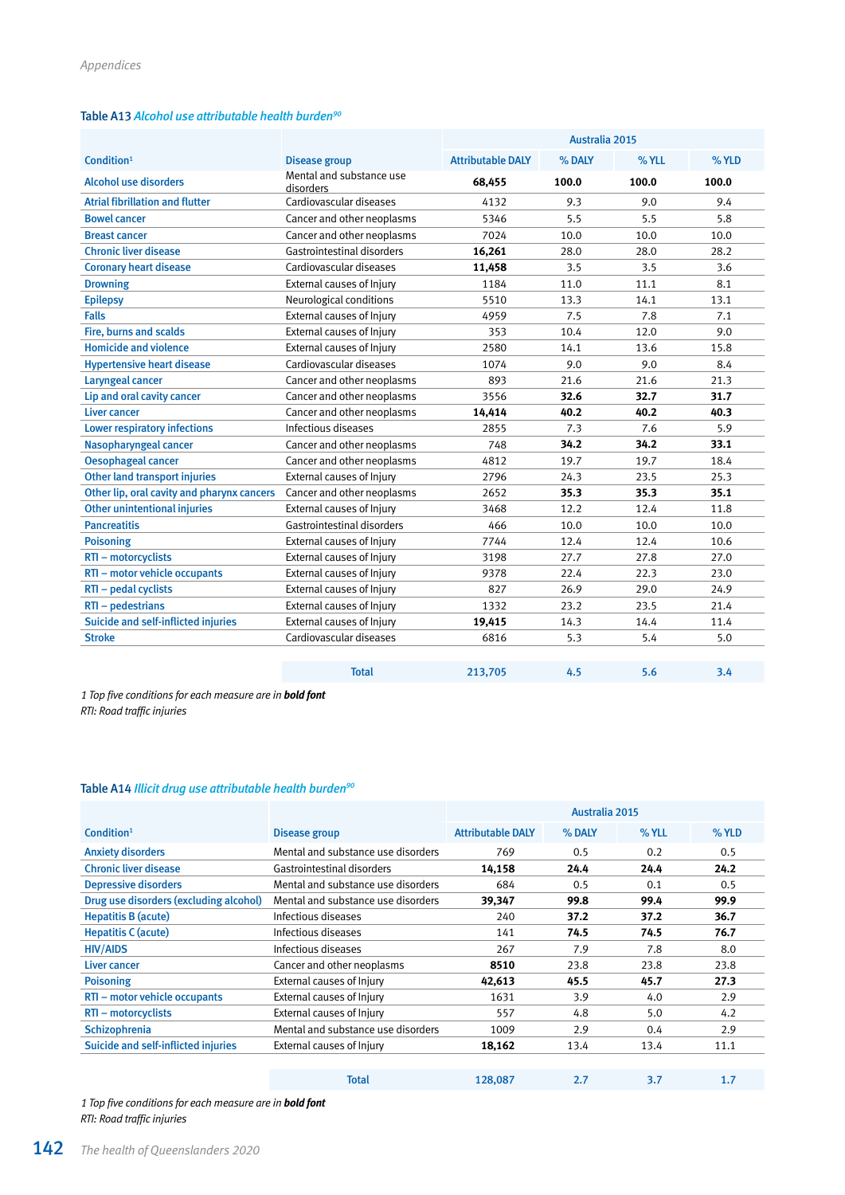Appendices

**Table A13** *Alcohol use attributable health burden*[90]

| Condition[1] | Disease group | Australia 2015 | | | |
|---|---|---|---|---|---|
| | | Attributable DALY | % DALY | % YLL | % YLD |
| Alcohol use disorders | Mental and substance use disorders | **68,455** | **100.0** | **100.0** | **100.0** |
| Atrial fibrillation and flutter | Cardiovascular diseases | 4132 | 9.3 | 9.0 | 9.4 |
| Bowel cancer | Cancer and other neoplasms | 5346 | 5.5 | 5.5 | 5.8 |
| Breast cancer | Cancer and other neoplasms | 7024 | 10.0 | 10.0 | 10.0 |
| Chronic liver disease | Gastrointestinal disorders | **16,261** | 28.0 | 28.0 | 28.2 |
| Coronary heart disease | Cardiovascular diseases | **11,458** | 3.5 | 3.5 | 3.6 |
| Drowning | External causes of Injury | 1184 | 11.0 | 11.1 | 8.1 |
| Epilepsy | Neurological conditions | 5510 | 13.3 | 14.1 | 13.1 |
| Falls | External causes of Injury | 4959 | 7.5 | 7.8 | 7.1 |
| Fire, burns and scalds | External causes of Injury | 353 | 10.4 | 12.0 | 9.0 |
| Homicide and violence | External causes of Injury | 2580 | 14.1 | 13.6 | 15.8 |
| Hypertensive heart disease | Cardiovascular diseases | 1074 | 9.0 | 9.0 | 8.4 |
| Laryngeal cancer | Cancer and other neoplasms | 893 | 21.6 | 21.6 | 21.3 |
| Lip and oral cavity cancer | Cancer and other neoplasms | 3556 | **32.6** | **32.7** | **31.7** |
| Liver cancer | Cancer and other neoplasms | **14,414** | **40.2** | **40.2** | **40.3** |
| Lower respiratory infections | Infectious diseases | 2855 | 7.3 | 7.6 | 5.9 |
| Nasopharyngeal cancer | Cancer and other neoplasms | 748 | **34.2** | **34.2** | **33.1** |
| Oesophageal cancer | Cancer and other neoplasms | 4812 | 19.7 | 19.7 | 18.4 |
| Other land transport injuries | External causes of Injury | 2796 | 24.3 | 23.5 | 25.3 |
| Other lip, oral cavity and pharynx cancers | Cancer and other neoplasms | 2652 | **35.3** | **35.3** | **35.1** |
| Other unintentional injuries | External causes of Injury | 3468 | 12.2 | 12.4 | 11.8 |
| Pancreatitis | Gastrointestinal disorders | 466 | 10.0 | 10.0 | 10.0 |
| Poisoning | External causes of Injury | 7744 | 12.4 | 12.4 | 10.6 |
| RTI – motorcyclists | External causes of Injury | 3198 | 27.7 | 27.8 | 27.0 |
| RTI – motor vehicle occupants | External causes of Injury | 9378 | 22.4 | 22.3 | 23.0 |
| RTI – pedal cyclists | External causes of Injury | 827 | 26.9 | 29.0 | 24.9 |
| RTI – pedestrians | External causes of Injury | 1332 | 23.2 | 23.5 | 21.4 |
| Suicide and self-inflicted injuries | External causes of Injury | **19,415** | 14.3 | 14.4 | 11.4 |
| Stroke | Cardiovascular diseases | 6816 | 5.3 | 5.4 | 5.0 |
| | Total | 213,705 | 4.5 | 5.6 | 3.4 |

*1 Top five conditions for each measure are in* ***bold font***
*RTI: Road traffic injuries*

**Table A14** *Illicit drug use attributable health burden*[90]

| Condition[1] | Disease group | Australia 2015 | | | |
|---|---|---|---|---|---|
| | | Attributable DALY | % DALY | % YLL | % YLD |
| Anxiety disorders | Mental and substance use disorders | 769 | 0.5 | 0.2 | 0.5 |
| Chronic liver disease | Gastrointestinal disorders | **14,158** | **24.4** | **24.4** | **24.2** |
| Depressive disorders | Mental and substance use disorders | 684 | 0.5 | 0.1 | 0.5 |
| Drug use disorders (excluding alcohol) | Mental and substance use disorders | **39,347** | **99.8** | **99.4** | **99.9** |
| Hepatitis B (acute) | Infectious diseases | 240 | **37.2** | **37.2** | **36.7** |
| Hepatitis C (acute) | Infectious diseases | 141 | **74.5** | **74.5** | **76.7** |
| HIV/AIDS | Infectious diseases | 267 | 7.9 | 7.8 | 8.0 |
| Liver cancer | Cancer and other neoplasms | **8510** | 23.8 | 23.8 | 23.8 |
| Poisoning | External causes of Injury | **42,613** | **45.5** | **45.7** | **27.3** |
| RTI – motor vehicle occupants | External causes of Injury | 1631 | 3.9 | 4.0 | 2.9 |
| RTI – motorcyclists | External causes of Injury | 557 | 4.8 | 5.0 | 4.2 |
| Schizophrenia | Mental and substance use disorders | 1009 | 2.9 | 0.4 | 2.9 |
| Suicide and self-inflicted injuries | External causes of Injury | **18,162** | 13.4 | 13.4 | 11.1 |
| | Total | 128,087 | 2.7 | 3.7 | 1.7 |

*1 Top five conditions for each measure are in* ***bold font***
*RTI: Road traffic injuries*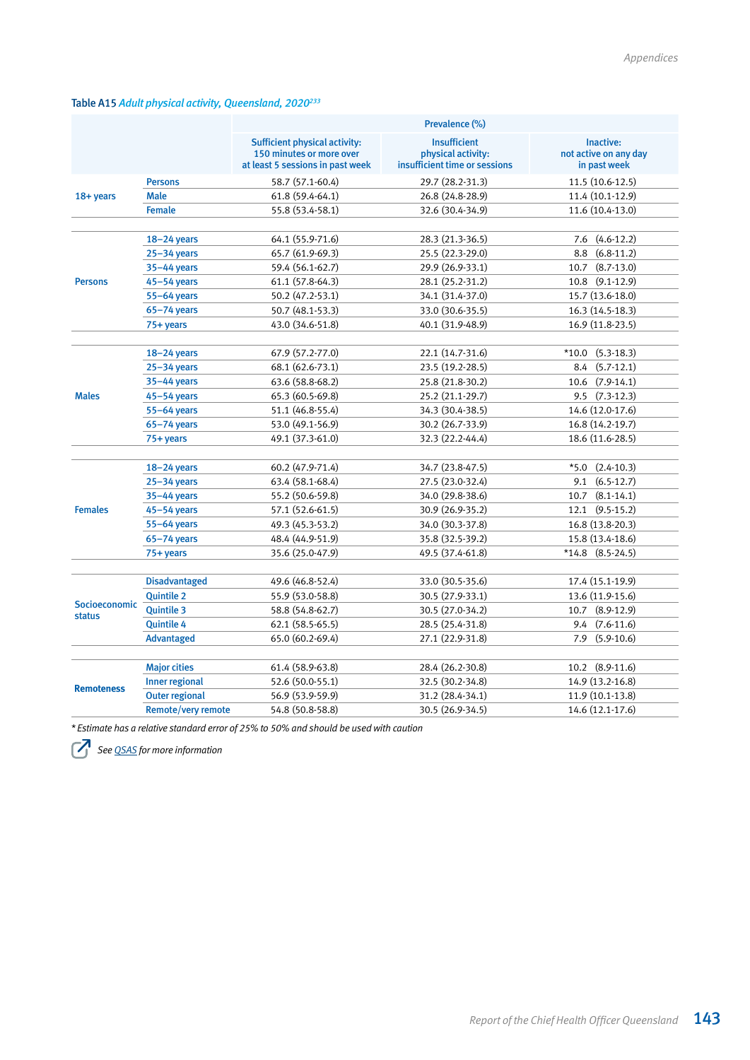Table A15 *Adult physical activity, Queensland, 2020*[233]

| | | Prevalence (%) | | |
|---|---|---|---|---|
| | | Sufficient physical activity: 150 minutes or more over at least 5 sessions in past week | Insufficient physical activity: insufficient time or sessions | Inactive: not active on any day in past week |
| 18+ years | Persons | 58.7 (57.1-60.4) | 29.7 (28.2-31.3) | 11.5 (10.6-12.5) |
| | Male | 61.8 (59.4-64.1) | 26.8 (24.8-28.9) | 11.4 (10.1-12.9) |
| | Female | 55.8 (53.4-58.1) | 32.6 (30.4-34.9) | 11.6 (10.4-13.0) |
| Persons | 18–24 years | 64.1 (55.9-71.6) | 28.3 (21.3-36.5) | 7.6 (4.6-12.2) |
| | 25–34 years | 65.7 (61.9-69.3) | 25.5 (22.3-29.0) | 8.8 (6.8-11.2) |
| | 35–44 years | 59.4 (56.1-62.7) | 29.9 (26.9-33.1) | 10.7 (8.7-13.0) |
| | 45–54 years | 61.1 (57.8-64.3) | 28.1 (25.2-31.2) | 10.8 (9.1-12.9) |
| | 55–64 years | 50.2 (47.2-53.1) | 34.1 (31.4-37.0) | 15.7 (13.6-18.0) |
| | 65–74 years | 50.7 (48.1-53.3) | 33.0 (30.6-35.5) | 16.3 (14.5-18.3) |
| | 75+ years | 43.0 (34.6-51.8) | 40.1 (31.9-48.9) | 16.9 (11.8-23.5) |
| Males | 18–24 years | 67.9 (57.2-77.0) | 22.1 (14.7-31.6) | *10.0 (5.3-18.3) |
| | 25–34 years | 68.1 (62.6-73.1) | 23.5 (19.2-28.5) | 8.4 (5.7-12.1) |
| | 35–44 years | 63.6 (58.8-68.2) | 25.8 (21.8-30.2) | 10.6 (7.9-14.1) |
| | 45–54 years | 65.3 (60.5-69.8) | 25.2 (21.1-29.7) | 9.5 (7.3-12.3) |
| | 55–64 years | 51.1 (46.8-55.4) | 34.3 (30.4-38.5) | 14.6 (12.0-17.6) |
| | 65–74 years | 53.0 (49.1-56.9) | 30.2 (26.7-33.9) | 16.8 (14.2-19.7) |
| | 75+ years | 49.1 (37.3-61.0) | 32.3 (22.2-44.4) | 18.6 (11.6-28.5) |
| Females | 18–24 years | 60.2 (47.9-71.4) | 34.7 (23.8-47.5) | *5.0 (2.4-10.3) |
| | 25–34 years | 63.4 (58.1-68.4) | 27.5 (23.0-32.4) | 9.1 (6.5-12.7) |
| | 35–44 years | 55.2 (50.6-59.8) | 34.0 (29.8-38.6) | 10.7 (8.1-14.1) |
| | 45–54 years | 57.1 (52.6-61.5) | 30.9 (26.9-35.2) | 12.1 (9.5-15.2) |
| | 55–64 years | 49.3 (45.3-53.2) | 34.0 (30.3-37.8) | 16.8 (13.8-20.3) |
| | 65–74 years | 48.4 (44.9-51.9) | 35.8 (32.5-39.2) | 15.8 (13.4-18.6) |
| | 75+ years | 35.6 (25.0-47.9) | 49.5 (37.4-61.8) | *14.8 (8.5-24.5) |
| Socioeconomic status | Disadvantaged | 49.6 (46.8-52.4) | 33.0 (30.5-35.6) | 17.4 (15.1-19.9) |
| | Quintile 2 | 55.9 (53.0-58.8) | 30.5 (27.9-33.1) | 13.6 (11.9-15.6) |
| | Quintile 3 | 58.8 (54.8-62.7) | 30.5 (27.0-34.2) | 10.7 (8.9-12.9) |
| | Quintile 4 | 62.1 (58.5-65.5) | 28.5 (25.4-31.8) | 9.4 (7.6-11.6) |
| | Advantaged | 65.0 (60.2-69.4) | 27.1 (22.9-31.8) | 7.9 (5.9-10.6) |
| Remoteness | Major cities | 61.4 (58.9-63.8) | 28.4 (26.2-30.8) | 10.2 (8.9-11.6) |
| | Inner regional | 52.6 (50.0-55.1) | 32.5 (30.2-34.8) | 14.9 (13.2-16.8) |
| | Outer regional | 56.9 (53.9-59.9) | 31.2 (28.4-34.1) | 11.9 (10.1-13.8) |
| | Remote/very remote | 54.8 (50.8-58.8) | 30.5 (26.9-34.5) | 14.6 (12.1-17.6) |

*\* Estimate has a relative standard error of 25% to 50% and should be used with caution*

*See QSAS for more information*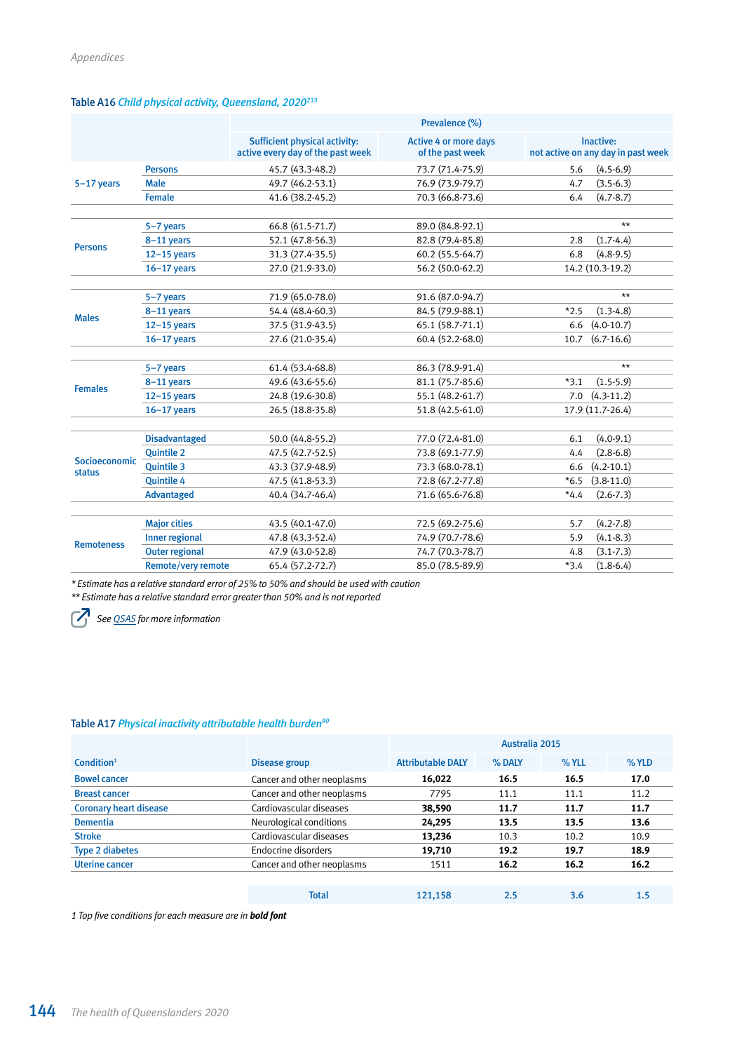**Table A16** *Child physical activity, Queensland, 2020*[233]

| | | Prevalence (%) | | |
|---|---|---|---|---|
| | | Sufficient physical activity: active every day of the past week | Active 4 or more days of the past week | Inactive: not active on any day in past week |
| 5–17 years | Persons | 45.7 (43.3-48.2) | 73.7 (71.4-75.9) | 5.6 (4.5-6.9) |
| | Male | 49.7 (46.2-53.1) | 76.9 (73.9-79.7) | 4.7 (3.5-6.3) |
| | Female | 41.6 (38.2-45.2) | 70.3 (66.8-73.6) | 6.4 (4.7-8.7) |
| Persons | 5–7 years | 66.8 (61.5-71.7) | 89.0 (84.8-92.1) | ** |
| | 8–11 years | 52.1 (47.8-56.3) | 82.8 (79.4-85.8) | 2.8 (1.7-4.4) |
| | 12–15 years | 31.3 (27.4-35.5) | 60.2 (55.5-64.7) | 6.8 (4.8-9.5) |
| | 16–17 years | 27.0 (21.9-33.0) | 56.2 (50.0-62.2) | 14.2 (10.3-19.2) |
| Males | 5–7 years | 71.9 (65.0-78.0) | 91.6 (87.0-94.7) | ** |
| | 8–11 years | 54.4 (48.4-60.3) | 84.5 (79.9-88.1) | *2.5 (1.3-4.8) |
| | 12–15 years | 37.5 (31.9-43.5) | 65.1 (58.7-71.1) | 6.6 (4.0-10.7) |
| | 16–17 years | 27.6 (21.0-35.4) | 60.4 (52.2-68.0) | 10.7 (6.7-16.6) |
| Females | 5–7 years | 61.4 (53.4-68.8) | 86.3 (78.9-91.4) | ** |
| | 8–11 years | 49.6 (43.6-55.6) | 81.1 (75.7-85.6) | *3.1 (1.5-5.9) |
| | 12–15 years | 24.8 (19.6-30.8) | 55.1 (48.2-61.7) | 7.0 (4.3-11.2) |
| | 16–17 years | 26.5 (18.8-35.8) | 51.8 (42.5-61.0) | 17.9 (11.7-26.4) |
| Socioeconomic status | Disadvantaged | 50.0 (44.8-55.2) | 77.0 (72.4-81.0) | 6.1 (4.0-9.1) |
| | Quintile 2 | 47.5 (42.7-52.5) | 73.8 (69.1-77.9) | 4.4 (2.8-6.8) |
| | Quintile 3 | 43.3 (37.9-48.9) | 73.3 (68.0-78.1) | 6.6 (4.2-10.1) |
| | Quintile 4 | 47.5 (41.8-53.3) | 72.8 (67.2-77.8) | *6.5 (3.8-11.0) |
| | Advantaged | 40.4 (34.7-46.4) | 71.6 (65.6-76.8) | *4.4 (2.6-7.3) |
| Remoteness | Major cities | 43.5 (40.1-47.0) | 72.5 (69.2-75.6) | 5.7 (4.2-7.8) |
| | Inner regional | 47.8 (43.3-52.4) | 74.9 (70.7-78.6) | 5.9 (4.1-8.3) |
| | Outer regional | 47.9 (43.0-52.8) | 74.7 (70.3-78.7) | 4.8 (3.1-7.3) |
| | Remote/very remote | 65.4 (57.2-72.7) | 85.0 (78.5-89.9) | *3.4 (1.8-6.4) |

*\* Estimate has a relative standard error of 25% to 50% and should be used with caution*
*\*\* Estimate has a relative standard error greater than 50% and is not reported*

*See QSAS for more information*

**Table A17** *Physical inactivity attributable health burden*[90]

| | | Australia 2015 | | | |
|---|---|---|---|---|---|
| Condition[1] | Disease group | Attributable DALY | % DALY | % YLL | % YLD |
| Bowel cancer | Cancer and other neoplasms | **16,022** | **16.5** | **16.5** | **17.0** |
| Breast cancer | Cancer and other neoplasms | 7795 | 11.1 | 11.1 | 11.2 |
| Coronary heart disease | Cardiovascular diseases | **38,590** | **11.7** | **11.7** | **11.7** |
| Dementia | Neurological conditions | **24,295** | **13.5** | **13.5** | **13.6** |
| Stroke | Cardiovascular diseases | **13,236** | 10.3 | 10.2 | 10.9 |
| Type 2 diabetes | Endocrine disorders | **19,710** | **19.2** | **19.7** | **18.9** |
| Uterine cancer | Cancer and other neoplasms | 1511 | **16.2** | **16.2** | **16.2** |
| | Total | 121,158 | 2.5 | 3.6 | 1.5 |

*1 Top five conditions for each measure are in* ***bold font***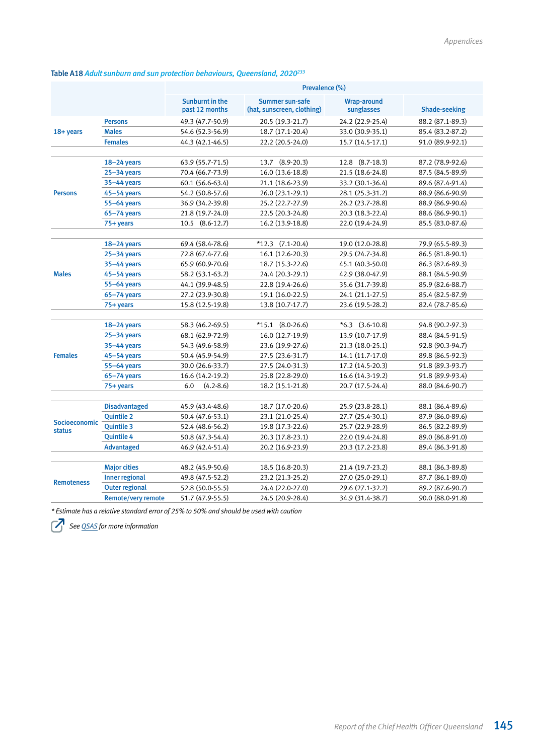Table A18 *Adult sunburn and sun protection behaviours, Queensland, 2020*[233]

| | | Prevalence (%) | | | |
|---|---|---|---|---|---|
| | | Sunburnt in the past 12 months | Summer sun-safe (hat, sunscreen, clothing) | Wrap-around sunglasses | Shade-seeking |
| 18+ years | Persons | 49.3 (47.7-50.9) | 20.5 (19.3-21.7) | 24.2 (22.9-25.4) | 88.2 (87.1-89.3) |
| | Males | 54.6 (52.3-56.9) | 18.7 (17.1-20.4) | 33.0 (30.9-35.1) | 85.4 (83.2-87.2) |
| | Females | 44.3 (42.1-46.5) | 22.2 (20.5-24.0) | 15.7 (14.5-17.1) | 91.0 (89.9-92.1) |
| Persons | 18–24 years | 63.9 (55.7-71.5) | 13.7 (8.9-20.3) | 12.8 (8.7-18.3) | 87.2 (78.9-92.6) |
| | 25–34 years | 70.4 (66.7-73.9) | 16.0 (13.6-18.8) | 21.5 (18.6-24.8) | 87.5 (84.5-89.9) |
| | 35–44 years | 60.1 (56.6-63.4) | 21.1 (18.6-23.9) | 33.2 (30.1-36.4) | 89.6 (87.4-91.4) |
| | 45–54 years | 54.2 (50.8-57.6) | 26.0 (23.1-29.1) | 28.1 (25.3-31.2) | 88.9 (86.6-90.9) |
| | 55–64 years | 36.9 (34.2-39.8) | 25.2 (22.7-27.9) | 26.2 (23.7-28.8) | 88.9 (86.9-90.6) |
| | 65–74 years | 21.8 (19.7-24.0) | 22.5 (20.3-24.8) | 20.3 (18.3-22.4) | 88.6 (86.9-90.1) |
| | 75+ years | 10.5 (8.6-12.7) | 16.2 (13.9-18.8) | 22.0 (19.4-24.9) | 85.5 (83.0-87.6) |
| Males | 18–24 years | 69.4 (58.4-78.6) | *12.3 (7.1-20.4) | 19.0 (12.0-28.8) | 79.9 (65.5-89.3) |
| | 25–34 years | 72.8 (67.4-77.6) | 16.1 (12.6-20.3) | 29.5 (24.7-34.8) | 86.5 (81.8-90.1) |
| | 35–44 years | 65.9 (60.9-70.6) | 18.7 (15.3-22.6) | 45.1 (40.3-50.0) | 86.3 (82.6-89.3) |
| | 45–54 years | 58.2 (53.1-63.2) | 24.4 (20.3-29.1) | 42.9 (38.0-47.9) | 88.1 (84.5-90.9) |
| | 55–64 years | 44.1 (39.9-48.5) | 22.8 (19.4-26.6) | 35.6 (31.7-39.8) | 85.9 (82.6-88.7) |
| | 65–74 years | 27.2 (23.9-30.8) | 19.1 (16.0-22.5) | 24.1 (21.1-27.5) | 85.4 (82.5-87.9) |
| | 75+ years | 15.8 (12.5-19.8) | 13.8 (10.7-17.7) | 23.6 (19.5-28.2) | 82.4 (78.7-85.6) |
| Females | 18–24 years | 58.3 (46.2-69.5) | *15.1 (8.0-26.6) | *6.3 (3.6-10.8) | 94.8 (90.2-97.3) |
| | 25–34 years | 68.1 (62.9-72.9) | 16.0 (12.7-19.9) | 13.9 (10.7-17.9) | 88.4 (84.5-91.5) |
| | 35–44 years | 54.3 (49.6-58.9) | 23.6 (19.9-27.6) | 21.3 (18.0-25.1) | 92.8 (90.3-94.7) |
| | 45–54 years | 50.4 (45.9-54.9) | 27.5 (23.6-31.7) | 14.1 (11.7-17.0) | 89.8 (86.5-92.3) |
| | 55–64 years | 30.0 (26.6-33.7) | 27.5 (24.0-31.3) | 17.2 (14.5-20.3) | 91.8 (89.3-93.7) |
| | 65–74 years | 16.6 (14.2-19.2) | 25.8 (22.8-29.0) | 16.6 (14.3-19.2) | 91.8 (89.9-93.4) |
| | 75+ years | 6.0 (4.2-8.6) | 18.2 (15.1-21.8) | 20.7 (17.5-24.4) | 88.0 (84.6-90.7) |
| Socioeconomic status | Disadvantaged | 45.9 (43.4-48.6) | 18.7 (17.0-20.6) | 25.9 (23.8-28.1) | 88.1 (86.4-89.6) |
| | Quintile 2 | 50.4 (47.6-53.1) | 23.1 (21.0-25.4) | 27.7 (25.4-30.1) | 87.9 (86.0-89.6) |
| | Quintile 3 | 52.4 (48.6-56.2) | 19.8 (17.3-22.6) | 25.7 (22.9-28.9) | 86.5 (82.2-89.9) |
| | Quintile 4 | 50.8 (47.3-54.4) | 20.3 (17.8-23.1) | 22.0 (19.4-24.8) | 89.0 (86.8-91.0) |
| | Advantaged | 46.9 (42.4-51.4) | 20.2 (16.9-23.9) | 20.3 (17.2-23.8) | 89.4 (86.3-91.8) |
| Remoteness | Major cities | 48.2 (45.9-50.6) | 18.5 (16.8-20.3) | 21.4 (19.7-23.2) | 88.1 (86.3-89.8) |
| | Inner regional | 49.8 (47.5-52.2) | 23.2 (21.3-25.2) | 27.0 (25.0-29.1) | 87.7 (86.1-89.0) |
| | Outer regional | 52.8 (50.0-55.5) | 24.4 (22.0-27.0) | 29.6 (27.1-32.2) | 89.2 (87.6-90.7) |
| | Remote/very remote | 51.7 (47.9-55.5) | 24.5 (20.9-28.4) | 34.9 (31.4-38.7) | 90.0 (88.0-91.8) |

*\* Estimate has a relative standard error of 25% to 50% and should be used with caution*

*See QSAS for more information*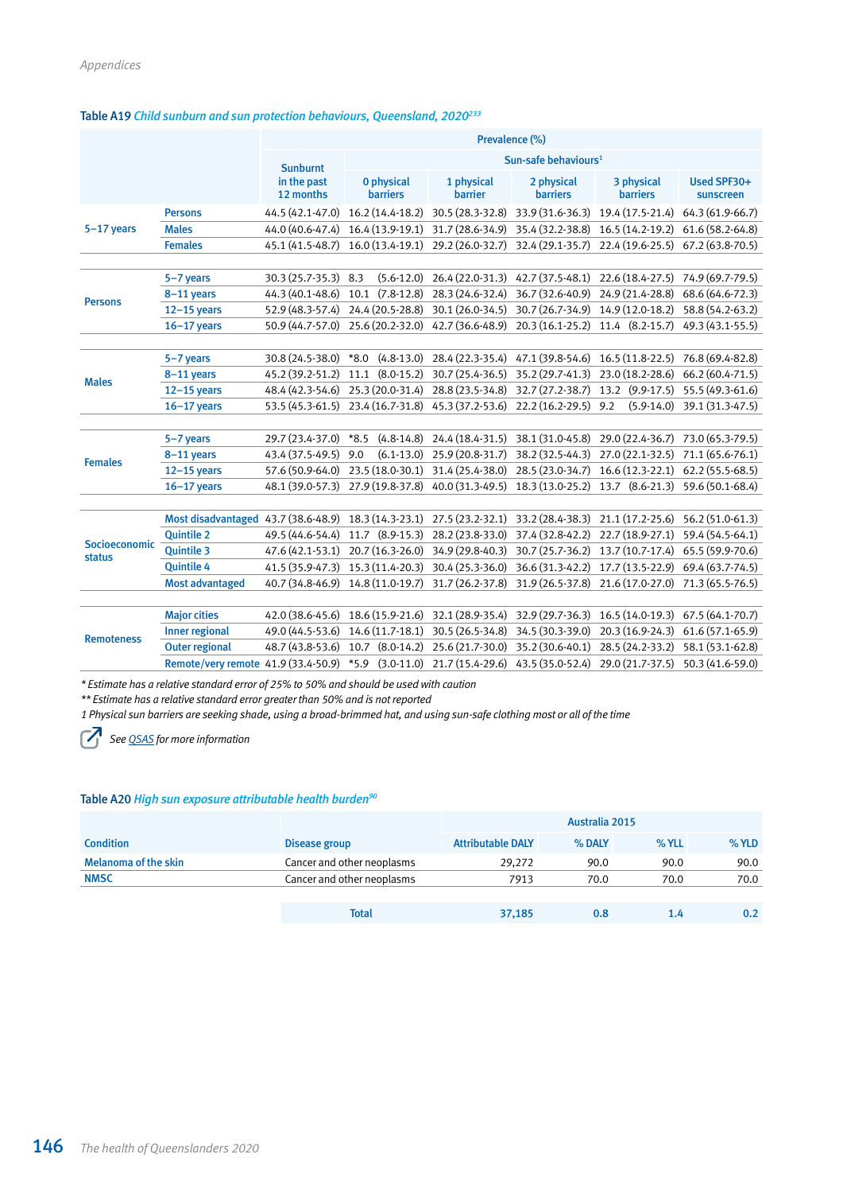Table A19 *Child sunburn and sun protection behaviours, Queensland, 2020*[233]

| | | Prevalence (%) | | | | | |
|---|---|---|---|---|---|---|---|
| | | Sunburnt in the past 12 months | Sun-safe behaviours[1] | | | | |
| | | | 0 physical barriers | 1 physical barrier | 2 physical barriers | 3 physical barriers | Used SPF30+ sunscreen |
| 5–17 years | Persons | 44.5 (42.1-47.0) | 16.2 (14.4-18.2) | 30.5 (28.3-32.8) | 33.9 (31.6-36.3) | 19.4 (17.5-21.4) | 64.3 (61.9-66.7) |
| | Males | 44.0 (40.6-47.4) | 16.4 (13.9-19.1) | 31.7 (28.6-34.9) | 35.4 (32.2-38.8) | 16.5 (14.2-19.2) | 61.6 (58.2-64.8) |
| | Females | 45.1 (41.5-48.7) | 16.0 (13.4-19.1) | 29.2 (26.0-32.7) | 32.4 (29.1-35.7) | 22.4 (19.6-25.5) | 67.2 (63.8-70.5) |
| Persons | 5–7 years | 30.3 (25.7-35.3) | 8.3 (5.6-12.0) | 26.4 (22.0-31.3) | 42.7 (37.5-48.1) | 22.6 (18.4-27.5) | 74.9 (69.7-79.5) |
| | 8–11 years | 44.3 (40.1-48.6) | 10.1 (7.8-12.8) | 28.3 (24.6-32.4) | 36.7 (32.6-40.9) | 24.9 (21.4-28.8) | 68.6 (64.6-72.3) |
| | 12–15 years | 52.9 (48.3-57.4) | 24.4 (20.5-28.8) | 30.1 (26.0-34.5) | 30.7 (26.7-34.9) | 14.9 (12.0-18.2) | 58.8 (54.2-63.2) |
| | 16–17 years | 50.9 (44.7-57.0) | 25.6 (20.2-32.0) | 42.7 (36.6-48.9) | 20.3 (16.1-25.2) | 11.4 (8.2-15.7) | 49.3 (43.1-55.5) |
| Males | 5–7 years | 30.8 (24.5-38.0) | *8.0 (4.8-13.0) | 28.4 (22.3-35.4) | 47.1 (39.8-54.6) | 16.5 (11.8-22.5) | 76.8 (69.4-82.8) |
| | 8–11 years | 45.2 (39.2-51.2) | 11.1 (8.0-15.2) | 30.7 (25.4-36.5) | 35.2 (29.7-41.3) | 23.0 (18.2-28.6) | 66.2 (60.4-71.5) |
| | 12–15 years | 48.4 (42.3-54.6) | 25.3 (20.0-31.4) | 28.8 (23.5-34.8) | 32.7 (27.2-38.7) | 13.2 (9.9-17.5) | 55.5 (49.3-61.6) |
| | 16–17 years | 53.5 (45.3-61.5) | 23.4 (16.7-31.8) | 45.3 (37.2-53.6) | 22.2 (16.2-29.5) | 9.2 (5.9-14.0) | 39.1 (31.3-47.5) |
| Females | 5–7 years | 29.7 (23.4-37.0) | *8.5 (4.8-14.8) | 24.4 (18.4-31.5) | 38.1 (31.0-45.8) | 29.0 (22.4-36.7) | 73.0 (65.3-79.5) |
| | 8–11 years | 43.4 (37.5-49.5) | 9.0 (6.1-13.0) | 25.9 (20.8-31.7) | 38.2 (32.5-44.3) | 27.0 (22.1-32.5) | 71.1 (65.6-76.1) |
| | 12–15 years | 57.6 (50.9-64.0) | 23.5 (18.0-30.1) | 31.4 (25.4-38.0) | 28.5 (23.0-34.7) | 16.6 (12.3-22.1) | 62.2 (55.5-68.5) |
| | 16–17 years | 48.1 (39.0-57.3) | 27.9 (19.8-37.8) | 40.0 (31.3-49.5) | 18.3 (13.0-25.2) | 13.7 (8.6-21.3) | 59.6 (50.1-68.4) |
| Socioeconomic status | Most disadvantaged | 43.7 (38.6-48.9) | 18.3 (14.3-23.1) | 27.5 (23.2-32.1) | 33.2 (28.4-38.3) | 21.1 (17.2-25.6) | 56.2 (51.0-61.3) |
| | Quintile 2 | 49.5 (44.6-54.4) | 11.7 (8.9-15.3) | 28.2 (23.8-33.0) | 37.4 (32.8-42.2) | 22.7 (18.9-27.1) | 59.4 (54.5-64.1) |
| | Quintile 3 | 47.6 (42.1-53.1) | 20.7 (16.3-26.0) | 34.9 (29.8-40.3) | 30.7 (25.7-36.2) | 13.7 (10.7-17.4) | 65.5 (59.9-70.6) |
| | Quintile 4 | 41.5 (35.9-47.3) | 15.3 (11.4-20.3) | 30.4 (25.3-36.0) | 36.6 (31.3-42.2) | 17.7 (13.5-22.9) | 69.4 (63.7-74.5) |
| | Most advantaged | 40.7 (34.8-46.9) | 14.8 (11.0-19.7) | 31.7 (26.2-37.8) | 31.9 (26.5-37.8) | 21.6 (17.0-27.0) | 71.3 (65.5-76.5) |
| Remoteness | Major cities | 42.0 (38.6-45.6) | 18.6 (15.9-21.6) | 32.1 (28.9-35.4) | 32.9 (29.7-36.3) | 16.5 (14.0-19.3) | 67.5 (64.1-70.7) |
| | Inner regional | 49.0 (44.5-53.6) | 14.6 (11.7-18.1) | 30.5 (26.5-34.8) | 34.5 (30.3-39.0) | 20.3 (16.9-24.3) | 61.6 (57.1-65.9) |
| | Outer regional | 48.7 (43.8-53.6) | 10.7 (8.0-14.2) | 25.6 (21.7-30.0) | 35.2 (30.6-40.1) | 28.5 (24.2-33.2) | 58.1 (53.1-62.8) |
| | Remote/very remote | 41.9 (33.4-50.9) | *5.9 (3.0-11.0) | 21.7 (15.4-29.6) | 43.5 (35.0-52.4) | 29.0 (21.7-37.5) | 50.3 (41.6-59.0) |

*\* Estimate has a relative standard error of 25% to 50% and should be used with caution*

*\*\* Estimate has a relative standard error greater than 50% and is not reported*

*1 Physical sun barriers are seeking shade, using a broad-brimmed hat, and using sun-safe clothing most or all of the time*

*See QSAS for more information*

Table A20 *High sun exposure attributable health burden*[90]

| Condition | Disease group | Australia 2015 | | | |
|---|---|---|---|---|---|
| | | Attributable DALY | % DALY | % YLL | % YLD |
| Melanoma of the skin | Cancer and other neoplasms | 29,272 | 90.0 | 90.0 | 90.0 |
| NMSC | Cancer and other neoplasms | 7913 | 70.0 | 70.0 | 70.0 |
| | Total | 37,185 | 0.8 | 1.4 | 0.2 |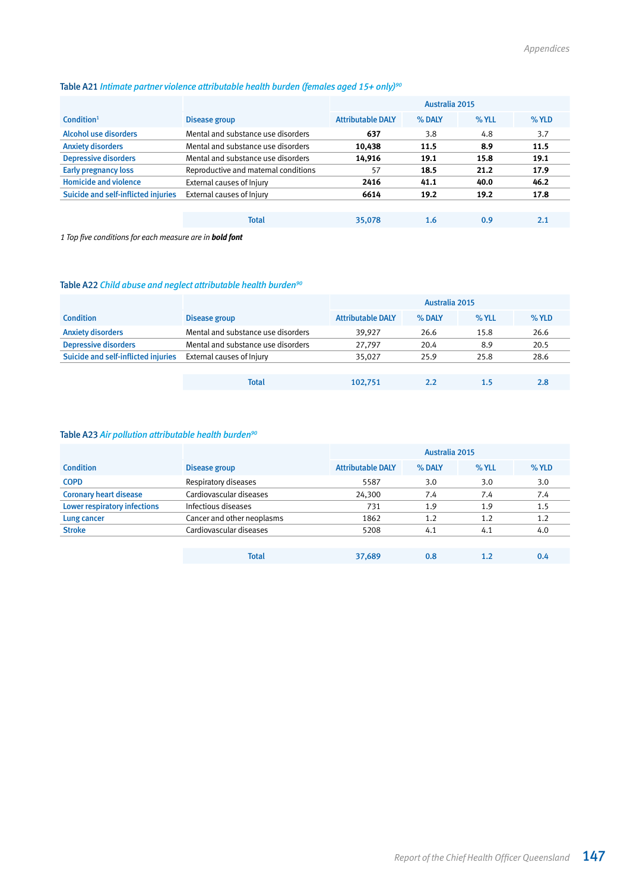**Table A21** *Intimate partner violence attributable health burden (females aged 15+ only)*[90]

| Condition[1] | Disease group | Australia 2015 | | | |
|---|---|---|---|---|---|
| | | Attributable DALY | % DALY | % YLL | % YLD |
| Alcohol use disorders | Mental and substance use disorders | **637** | 3.8 | 4.8 | 3.7 |
| Anxiety disorders | Mental and substance use disorders | **10,438** | **11.5** | **8.9** | **11.5** |
| Depressive disorders | Mental and substance use disorders | **14,916** | **19.1** | **15.8** | **19.1** |
| Early pregnancy loss | Reproductive and maternal conditions | 57 | **18.5** | **21.2** | **17.9** |
| Homicide and violence | External causes of Injury | **2416** | **41.1** | **40.0** | **46.2** |
| Suicide and self-inflicted injuries | External causes of Injury | **6614** | **19.2** | **19.2** | **17.8** |
| | Total | 35,078 | 1.6 | 0.9 | 2.1 |

*1 Top five conditions for each measure are in* ***bold font***

**Table A22** *Child abuse and neglect attributable health burden*[90]

| Condition | Disease group | Australia 2015 | | | |
|---|---|---|---|---|---|
| | | Attributable DALY | % DALY | % YLL | % YLD |
| Anxiety disorders | Mental and substance use disorders | 39,927 | 26.6 | 15.8 | 26.6 |
| Depressive disorders | Mental and substance use disorders | 27,797 | 20.4 | 8.9 | 20.5 |
| Suicide and self-inflicted injuries | External causes of Injury | 35,027 | 25.9 | 25.8 | 28.6 |
| | Total | 102,751 | 2.2 | 1.5 | 2.8 |

**Table A23** *Air pollution attributable health burden*[90]

| Condition | Disease group | Australia 2015 | | | |
|---|---|---|---|---|---|
| | | Attributable DALY | % DALY | % YLL | % YLD |
| COPD | Respiratory diseases | 5587 | 3.0 | 3.0 | 3.0 |
| Coronary heart disease | Cardiovascular diseases | 24,300 | 7.4 | 7.4 | 7.4 |
| Lower respiratory infections | Infectious diseases | 731 | 1.9 | 1.9 | 1.5 |
| Lung cancer | Cancer and other neoplasms | 1862 | 1.2 | 1.2 | 1.2 |
| Stroke | Cardiovascular diseases | 5208 | 4.1 | 4.1 | 4.0 |
| | Total | 37,689 | 0.8 | 1.2 | 0.4 |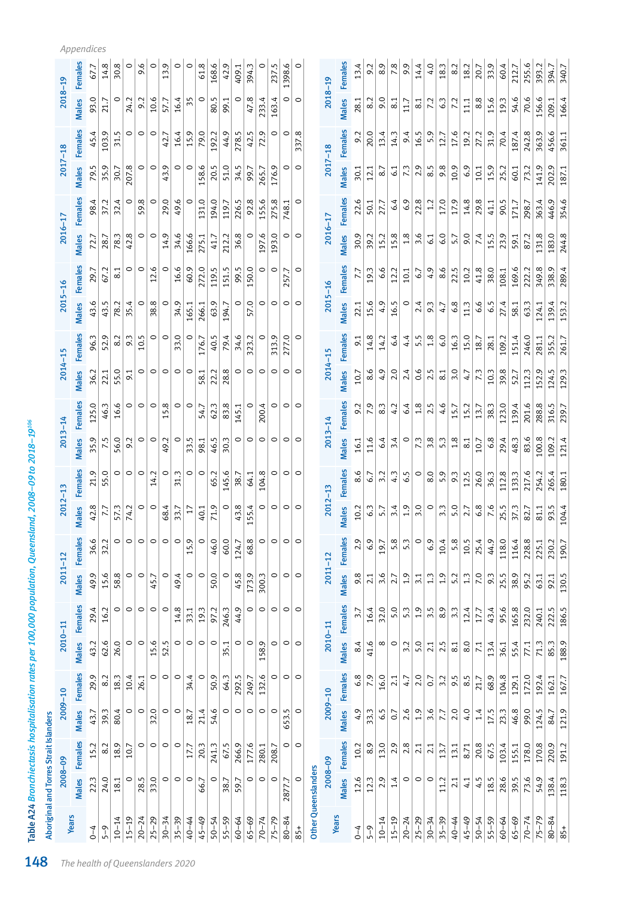# Table A24 *Bronchiectasis hospitalisation rates per 100,000 population, Queensland, 2008–09 to 2018–19*[106]

**Aboriginal and Torres Strait Islanders**

| Years | 2008–09 | | 2009–10 | | 2010–11 | | 2011–12 | | 2012–13 | | 2013–14 | | 2014–15 | | 2015–16 | | 2016–17 | | 2017–18 | | 2018–19 | |
|---|---|---|---|---|---|---|---|---|---|---|---|---|---|---|---|---|---|---|---|---|---|---|
| | Males | Females | Males | Females | Males | Females | Males | Females | Males | Females | Males | Females | Males | Females | Males | Females | Males | Females | Males | Females | Males | Females |
| 0–4 | 22.3 | 15.2 | 43.7 | 29.9 | 43.2 | 29.4 | 49.9 | 36.6 | 42.8 | 21.9 | 35.9 | 125.0 | 36.2 | 96.3 | 43.6 | 29.7 | 72.7 | 98.4 | 79.5 | 45.4 | 93.0 | 67.7 |
| 5–9 | 24.0 | 8.2 | 39.3 | 8.2 | 62.6 | 16.2 | 15.6 | 32.2 | 7.7 | 55.0 | 7.5 | 46.3 | 22.1 | 52.9 | 43.5 | 67.2 | 28.7 | 37.2 | 35.9 | 103.9 | 21.7 | 14.8 |
| 10–14 | 18.1 | 18.9 | 80.4 | 18.3 | 26.0 | 0 | 58.8 | 0 | 57.3 | 0 | 56.0 | 16.6 | 55.0 | 8.2 | 78.2 | 8.1 | 78.3 | 32.4 | 30.7 | 31.5 | 0 | 30.8 |
| 15–19 | 0 | 10.7 | 0 | 10.4 | 0 | 0 | 0 | 0 | 74.2 | 0 | 9.2 | 0 | 9.1 | 9.3 | 35.4 | 0 | 42.8 | 0 | 207.8 | 0 | 24.2 | 0 |
| 20–24 | 28.5 | 0 | 0 | 26.1 | 0 | 0 | 0 | 0 | 0 | 0 | 0 | 0 | 0 | 10.5 | 0 | 0 | 0 | 59.8 | 0 | 0 | 9.2 | 9.6 |
| 25–29 | 33.0 | 0 | 32.0 | 0 | 15.6 | 0 | 45.7 | 0 | 0 | 14.2 | 0 | 0 | 0 | 0 | 38.8 | 12.6 | 0 | 0 | 0 | 0 | 10.6 | 0 |
| 30–34 | 0 | 0 | 0 | 0 | 52.5 | 0 | 0 | 0 | 68.4 | 0 | 49.2 | 15.8 | 0 | 0 | 0 | 0 | 14.9 | 29.0 | 43.9 | 42.7 | 57.7 | 13.9 |
| 35–39 | 0 | 0 | 0 | 0 | 0 | 14.8 | 49.4 | 0 | 33.7 | 31.3 | 0 | 0 | 0 | 33.0 | 34.9 | 16.6 | 34.6 | 49.6 | 0 | 16.4 | 16.4 | 0 |
| 40–44 | 0 | 17.7 | 18.7 | 34.4 | 0 | 33.1 | 0 | 15.9 | 17 | 0 | 33.5 | 0 | 0 | 0 | 165.1 | 60.9 | 166.6 | 0 | 0 | 15.9 | 35 | 0 |
| 45–49 | 66.7 | 20.3 | 21.4 | 0 | 0 | 19.3 | 0 | 0 | 40.1 | 0 | 98.1 | 54.7 | 58.1 | 176.7 | 266.1 | 272.0 | 275.1 | 131.0 | 158.6 | 79.0 | 0 | 61.8 |
| 50–54 | 0 | 241.3 | 54.6 | 50.9 | 0 | 97.2 | 50.0 | 46.0 | 71.9 | 65.2 | 46.5 | 62.3 | 22.2 | 40.5 | 63.9 | 119.5 | 41.7 | 194.0 | 20.5 | 192.2 | 80.5 | 168.6 |
| 55–59 | 38.7 | 67.5 | 0 | 64.3 | 35.1 | 246.3 | 0 | 60.0 | 0 | 145.6 | 30.3 | 83.8 | 28.8 | 79.4 | 194.7 | 151.5 | 212.2 | 119.7 | 51.0 | 44.9 | 99.1 | 42.9 |
| 60–64 | 59.7 | 266.9 | 0 | 292.5 | 0 | 44.9 | 45.8 | 124.7 | 43.8 | 38.7 | 0 | 145.1 | 0 | 34.6 | 0 | 99.5 | 36.8 | 226.5 | 34.5 | 278.5 | 0 | 409.1 |
| 65–69 | 0 | 177.6 | 0 | 249.7 | 0 | 0 | 173.9 | 68.8 | 155.4 | 64.1 | 0 | 0 | 0 | 323.2 | 57.0 | 150.0 | 0 | 92.8 | 99.7 | 42.5 | 47.8 | 394.3 |
| 70–74 | 0 | 280.1 | 0 | 132.6 | 158.9 | 0 | 300.3 | 0 | 0 | 104.8 | 0 | 200.4 | 0 | 0 | 0 | 0 | 197.6 | 155.6 | 265.7 | 72.9 | 233.4 | 0 |
| 75–79 | 0 | 208.7 | 0 | 0 | 0 | 0 | 0 | 0 | 0 | 0 | 0 | 0 | 0 | 313.9 | 0 | 0 | 193.0 | 275.8 | 176.9 | 0 | 163.4 | 237.5 |
| 80–84 | 2877.7 | 0 | 653.5 | 0 | 0 | 0 | 0 | 0 | 0 | 0 | 0 | 0 | 0 | 277.0 | 0 | 257.7 | 0 | 748.1 | 0 | 0 | 0 | 1398.6 |
| 85+ | 0 | 0 | 0 | 0 | 0 | 0 | 0 | 0 | 0 | 0 | 0 | 0 | 0 | 0 | 0 | 0 | 0 | 0 | 0 | 337.8 | 0 | 0 |

**Other Queenslanders**

| Years | 2008–09 | | 2009–10 | | 2010–11 | | 2011–12 | | 2012–13 | | 2013–14 | | 2014–15 | | 2015–16 | | 2016–17 | | 2017–18 | | 2018–19 | |
|---|---|---|---|---|---|---|---|---|---|---|---|---|---|---|---|---|---|---|---|---|---|---|
| | Males | Females | Males | Females | Males | Females | Males | Females | Males | Females | Males | Females | Males | Females | Males | Females | Males | Females | Males | Females | Males | Females |
| 0–4 | 12.6 | 10.2 | 4.9 | 6.8 | 8.4 | 3.7 | 9.8 | 2.9 | 10.2 | 8.6 | 16.1 | 9.2 | 10.7 | 9.1 | 22.1 | 7.7 | 30.9 | 22.6 | 30.1 | 9.2 | 28.1 | 13.4 |
| 5–9 | 12.3 | 8.9 | 33.3 | 7.9 | 41.6 | 16.4 | 2.1 | 6.9 | 6.3 | 6.7 | 11.6 | 7.9 | 8.6 | 14.8 | 15.6 | 19.3 | 39.2 | 50.1 | 12.1 | 20.0 | 8.2 | 9.2 |
| 10–14 | 2.9 | 13.0 | 6.5 | 16.0 | 8 | 32.0 | 3.6 | 19.7 | 5.7 | 3.2 | 6.4 | 8.3 | 4.9 | 14.2 | 4.9 | 6.6 | 15.2 | 27.7 | 8.7 | 13.4 | 9.0 | 8.9 |
| 15–19 | 1.4 | 2.9 | 0.7 | 2.1 | 0 | 5.0 | 2.7 | 5.8 | 3.4 | 4.3 | 3.4 | 4.2 | 2.0 | 6.4 | 16.5 | 12.2 | 15.8 | 6.4 | 6.1 | 14.3 | 8.1 | 7.8 |
| 20–24 | 0 | 2.8 | 2.6 | 4.7 | 3.2 | 5.3 | 1.9 | 5.3 | 1.9 | 6.5 | 0 | 6.4 | 2.4 | 4.4 | 0 | 10.1 | 1.8 | 6.9 | 7.3 | 9.4 | 11.7 | 9.9 |
| 25–29 | 0 | 2.1 | 1.9 | 2.0 | 5.0 | 1.9 | 3.1 | 0 | 3.0 | 0 | 7.3 | 1.8 | 0.6 | 5.5 | 2.4 | 6.7 | 3.6 | 22.8 | 2.9 | 16.5 | 8.1 | 14.4 |
| 30–34 | 0 | 2.1 | 3.6 | 0.7 | 2.1 | 3.5 | 1.3 | 6.9 | 0 | 8.0 | 3.8 | 2.5 | 2.5 | 1.8 | 9.3 | 4.9 | 6.1 | 1.2 | 8.5 | 5.9 | 7.2 | 4.0 |
| 35–39 | 11.2 | 13.7 | 7.7 | 3.2 | 2.5 | 8.9 | 1.9 | 10.4 | 3.3 | 5.9 | 5.3 | 4.6 | 8.1 | 6.0 | 4.7 | 8.6 | 6.0 | 17.0 | 9.8 | 12.7 | 6.3 | 18.3 |
| 40–44 | 2.1 | 13.1 | 2.0 | 9.5 | 8.1 | 3.3 | 5.2 | 5.8 | 5.0 | 9.3 | 1.8 | 15.7 | 3.0 | 16.3 | 6.8 | 22.5 | 5.7 | 17.9 | 10.9 | 17.6 | 7.2 | 8.2 |
| 45–49 | 4.1 | 8.71 | 4.0 | 8.5 | 8.0 | 12.4 | 1.3 | 10.5 | 2.7 | 12.5 | 8.1 | 15.2 | 4.7 | 15.0 | 11.3 | 10.2 | 9.0 | 14.8 | 6.9 | 19.2 | 11.1 | 18.2 |
| 50–54 | 4.5 | 20.8 | 1.4 | 21.7 | 7.1 | 17.7 | 7.0 | 25.4 | 6.8 | 26.0 | 10.7 | 13.7 | 7.3 | 18.7 | 6.6 | 41.8 | 7.4 | 29.8 | 10.1 | 27.2 | 8.8 | 20.7 |
| 55–59 | 18.5 | 67.5 | 17.5 | 68.9 | 13.4 | 43.4 | 9.3 | 44.9 | 7.6 | 36.3 | 6.8 | 38.3 | 10.3 | 28.1 | 6.5 | 38.0 | 15.5 | 41.1 | 15.9 | 31.9 | 15.6 | 33.9 |
| 60–64 | 28.6 | 103.4 | 23.3 | 104.8 | 36.1 | 95.6 | 25.5 | 118.0 | 25.5 | 112.8 | 29.4 | 123.0 | 39.8 | 109.2 | 27.4 | 108.1 | 23.9 | 90.5 | 25.2 | 70.4 | 19.3 | 60.4 |
| 65–69 | 39.5 | 155.1 | 46.8 | 129.1 | 55.4 | 165.8 | 38.9 | 116.4 | 37.3 | 133.3 | 48.3 | 139.4 | 52.7 | 151.4 | 58.1 | 169.6 | 59.1 | 171.7 | 60.1 | 187.4 | 54.6 | 212.7 |
| 70–74 | 73.6 | 178.0 | 99.0 | 172.0 | 77.1 | 232.0 | 95.2 | 228.8 | 82.7 | 217.6 | 83.6 | 201.6 | 112.3 | 246.0 | 63.3 | 222.2 | 87.2 | 298.7 | 73.2 | 242.8 | 70.6 | 255.6 |
| 75–79 | 54.9 | 170.8 | 124.5 | 192.4 | 71.3 | 240.1 | 63.1 | 225.1 | 81.1 | 254.2 | 100.8 | 288.8 | 152.9 | 281.1 | 124.1 | 349.8 | 131.8 | 363.4 | 141.9 | 363.9 | 156.6 | 393.2 |
| 80–84 | 138.4 | 220.9 | 84.7 | 162.1 | 85.3 | 222.5 | 92.1 | 230.2 | 93.5 | 265.4 | 109.2 | 316.5 | 124.5 | 355.2 | 139.4 | 338.9 | 183.0 | 446.9 | 202.9 | 456.6 | 209.1 | 394.7 |
| 85+ | 118.3 | 191.2 | 121.9 | 167.7 | 188.9 | 186.5 | 130.5 | 190.7 | 104.4 | 180.1 | 121.4 | 239.7 | 129.3 | 261.7 | 153.2 | 289.4 | 244.8 | 354.6 | 187.1 | 361.1 | 166.4 | 340.7 |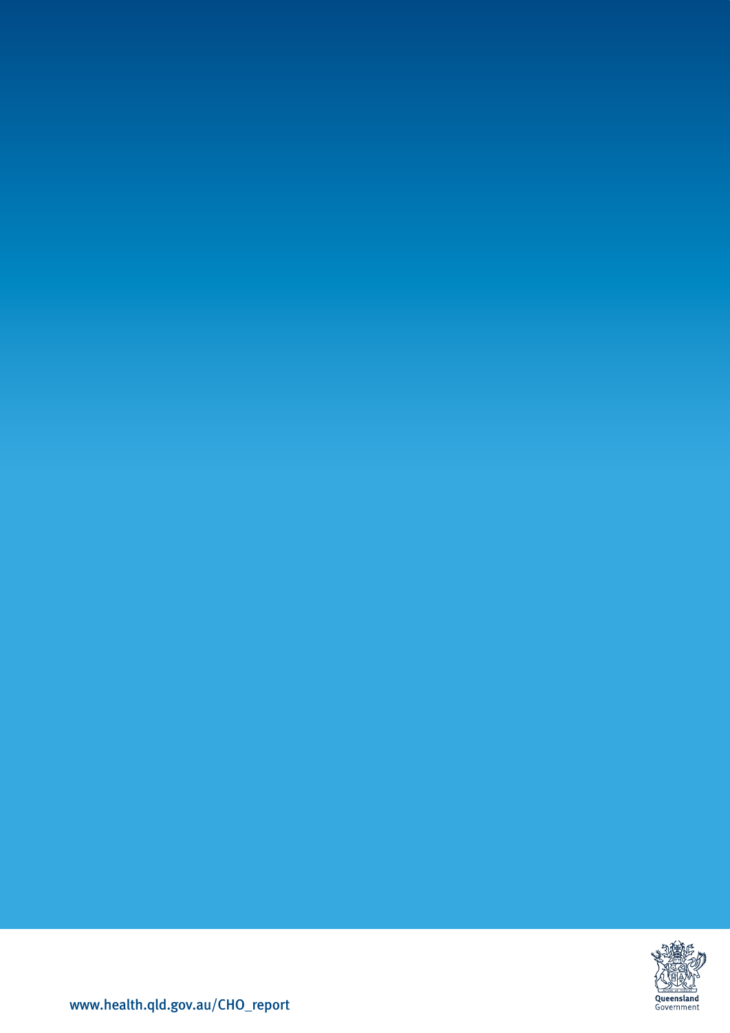www.health.qld.gov.au/CHO_report

Queensland Government